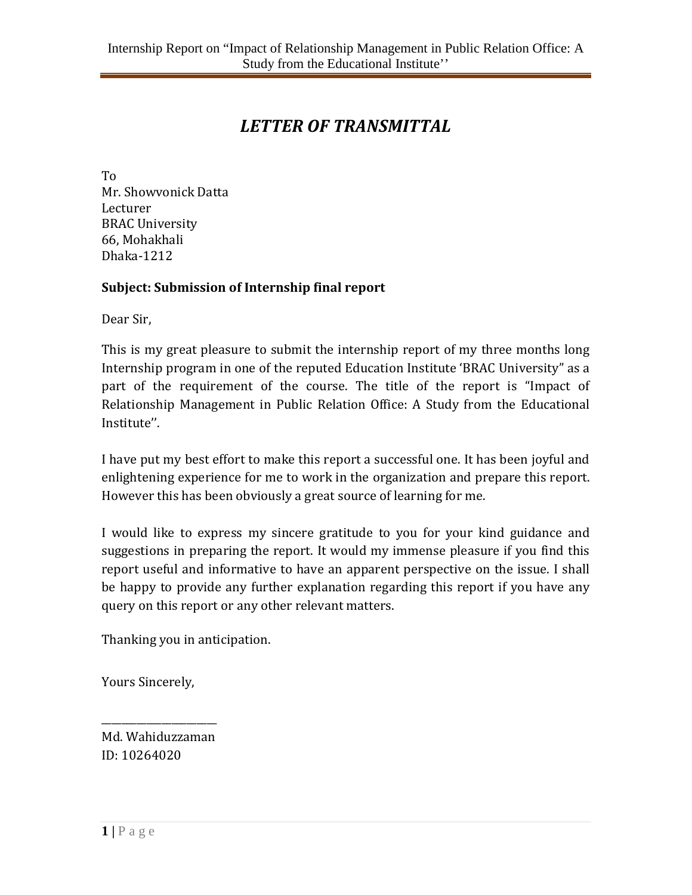# *LETTER OF TRANSMITTAL*

To
Mr. Showvonick Datta
Lecturer
BRAC University
66, Mohakhali
Dhaka-1212

**Subject: Submission of Internship final report**

Dear Sir,

This is my great pleasure to submit the internship report of my three months long Internship program in one of the reputed Education Institute 'BRAC University" as a part of the requirement of the course. The title of the report is "Impact of Relationship Management in Public Relation Office: A Study from the Educational Institute''.

I have put my best effort to make this report a successful one. It has been joyful and enlightening experience for me to work in the organization and prepare this report. However this has been obviously a great source of learning for me.

I would like to express my sincere gratitude to you for your kind guidance and suggestions in preparing the report. It would my immense pleasure if you find this report useful and informative to have an apparent perspective on the issue. I shall be happy to provide any further explanation regarding this report if you have any query on this report or any other relevant matters.

Thanking you in anticipation.

Yours Sincerely,

\_\_\_\_\_\_\_\_\_\_\_\_\_\_\_\_\_\_\_\_

Md. Wahiduzzaman
ID: 10264020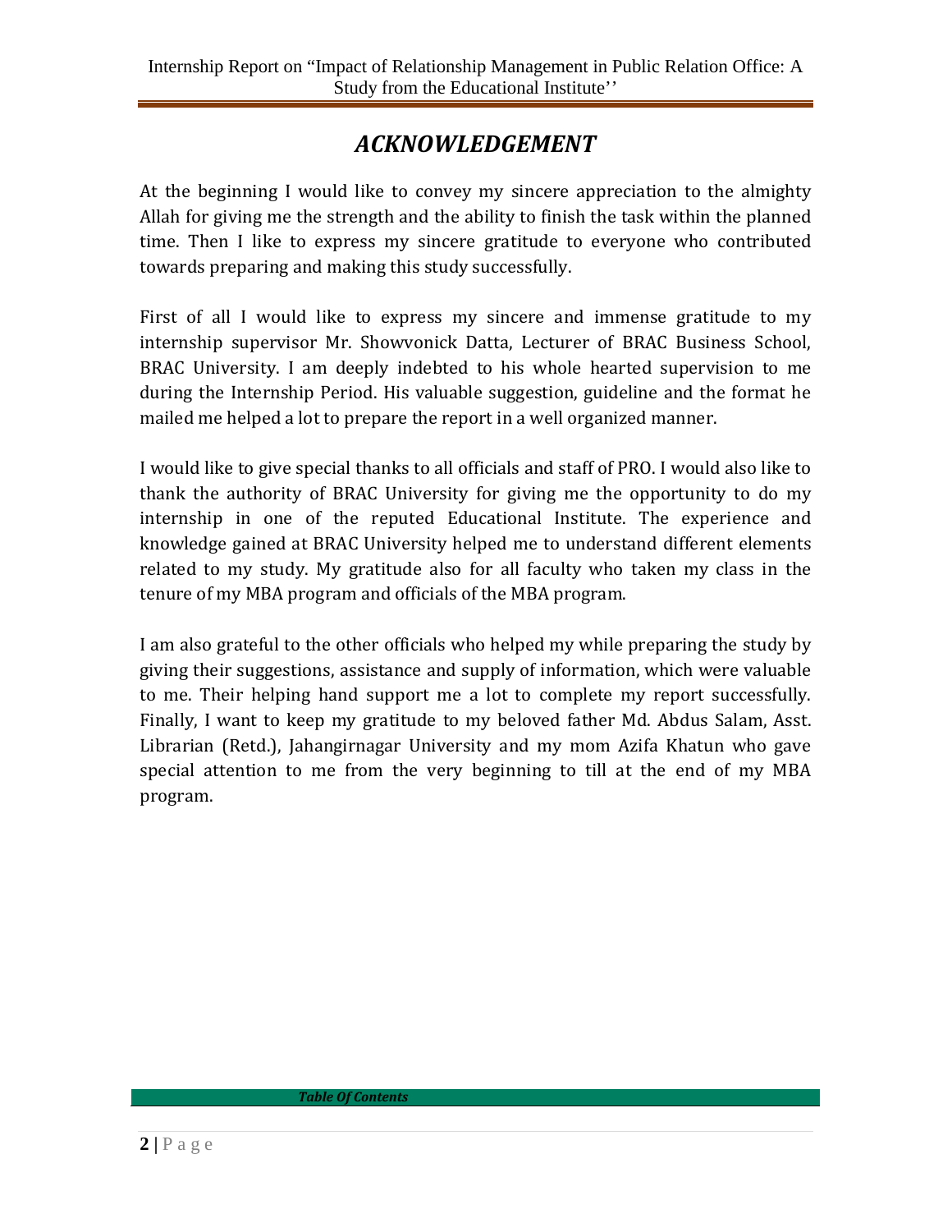# *ACKNOWLEDGEMENT*

At the beginning I would like to convey my sincere appreciation to the almighty Allah for giving me the strength and the ability to finish the task within the planned time. Then I like to express my sincere gratitude to everyone who contributed towards preparing and making this study successfully.

First of all I would like to express my sincere and immense gratitude to my internship supervisor Mr. Showvonick Datta, Lecturer of BRAC Business School, BRAC University. I am deeply indebted to his whole hearted supervision to me during the Internship Period. His valuable suggestion, guideline and the format he mailed me helped a lot to prepare the report in a well organized manner.

I would like to give special thanks to all officials and staff of PRO. I would also like to thank the authority of BRAC University for giving me the opportunity to do my internship in one of the reputed Educational Institute. The experience and knowledge gained at BRAC University helped me to understand different elements related to my study. My gratitude also for all faculty who taken my class in the tenure of my MBA program and officials of the MBA program.

I am also grateful to the other officials who helped my while preparing the study by giving their suggestions, assistance and supply of information, which were valuable to me. Their helping hand support me a lot to complete my report successfully. Finally, I want to keep my gratitude to my beloved father Md. Abdus Salam, Asst. Librarian (Retd.), Jahangirnagar University and my mom Azifa Khatun who gave special attention to me from the very beginning to till at the end of my MBA program.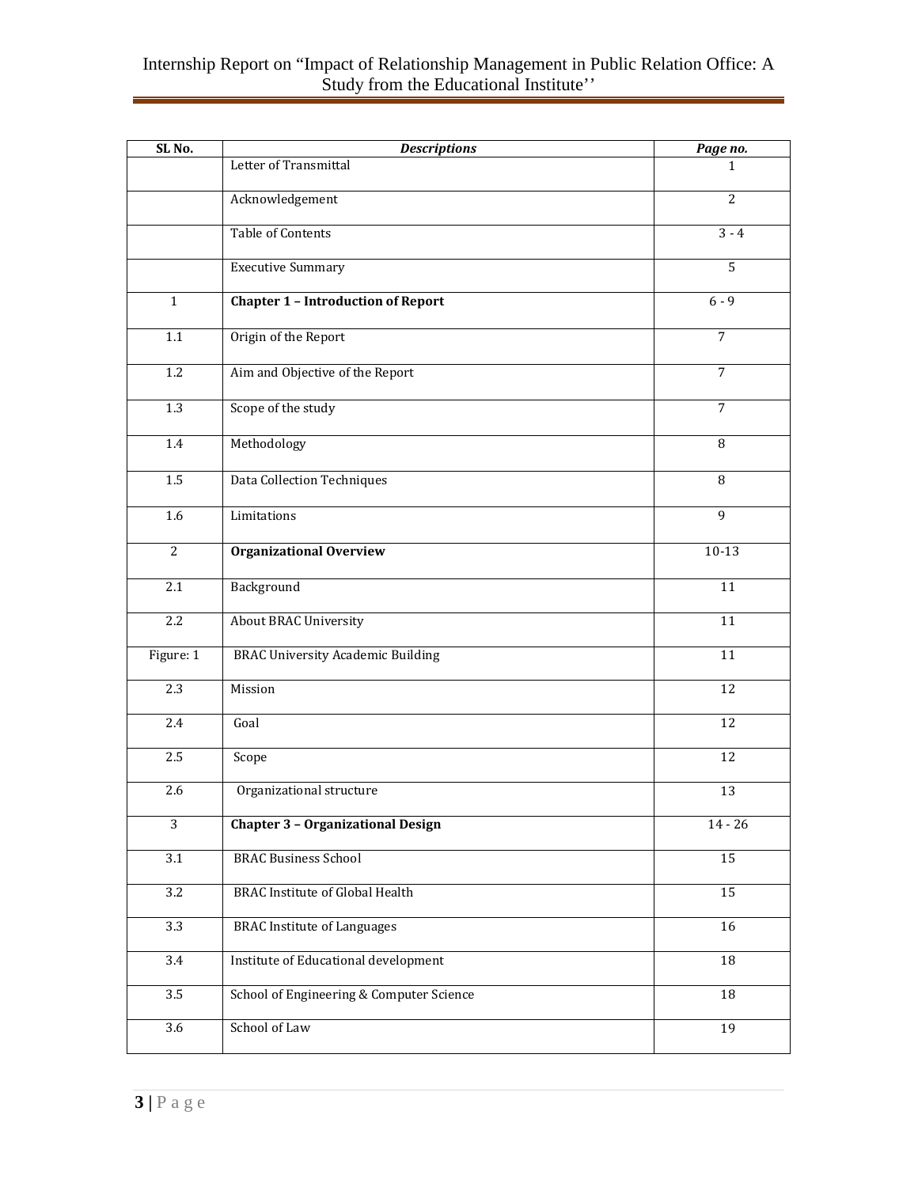| SL No. | *Descriptions* | *Page no.* |
|---|---|---|
| | Letter of Transmittal | 1 |
| | Acknowledgement | 2 |
| | Table of Contents | 3 - 4 |
| | Executive Summary | 5 |
| 1 | **Chapter 1 – Introduction of Report** | 6 - 9 |
| 1.1 | Origin of the Report | 7 |
| 1.2 | Aim and Objective of the Report | 7 |
| 1.3 | Scope of the study | 7 |
| 1.4 | Methodology | 8 |
| 1.5 | Data Collection Techniques | 8 |
| 1.6 | Limitations | 9 |
| 2 | **Organizational Overview** | 10-13 |
| 2.1 | Background | 11 |
| 2.2 | About BRAC University | 11 |
| Figure: 1 | BRAC University Academic Building | 11 |
| 2.3 | Mission | 12 |
| 2.4 | Goal | 12 |
| 2.5 | Scope | 12 |
| 2.6 | Organizational structure | 13 |
| 3 | **Chapter 3 – Organizational Design** | 14 - 26 |
| 3.1 | BRAC Business School | 15 |
| 3.2 | BRAC Institute of Global Health | 15 |
| 3.3 | BRAC Institute of Languages | 16 |
| 3.4 | Institute of Educational development | 18 |
| 3.5 | School of Engineering & Computer Science | 18 |
| 3.6 | School of Law | 19 |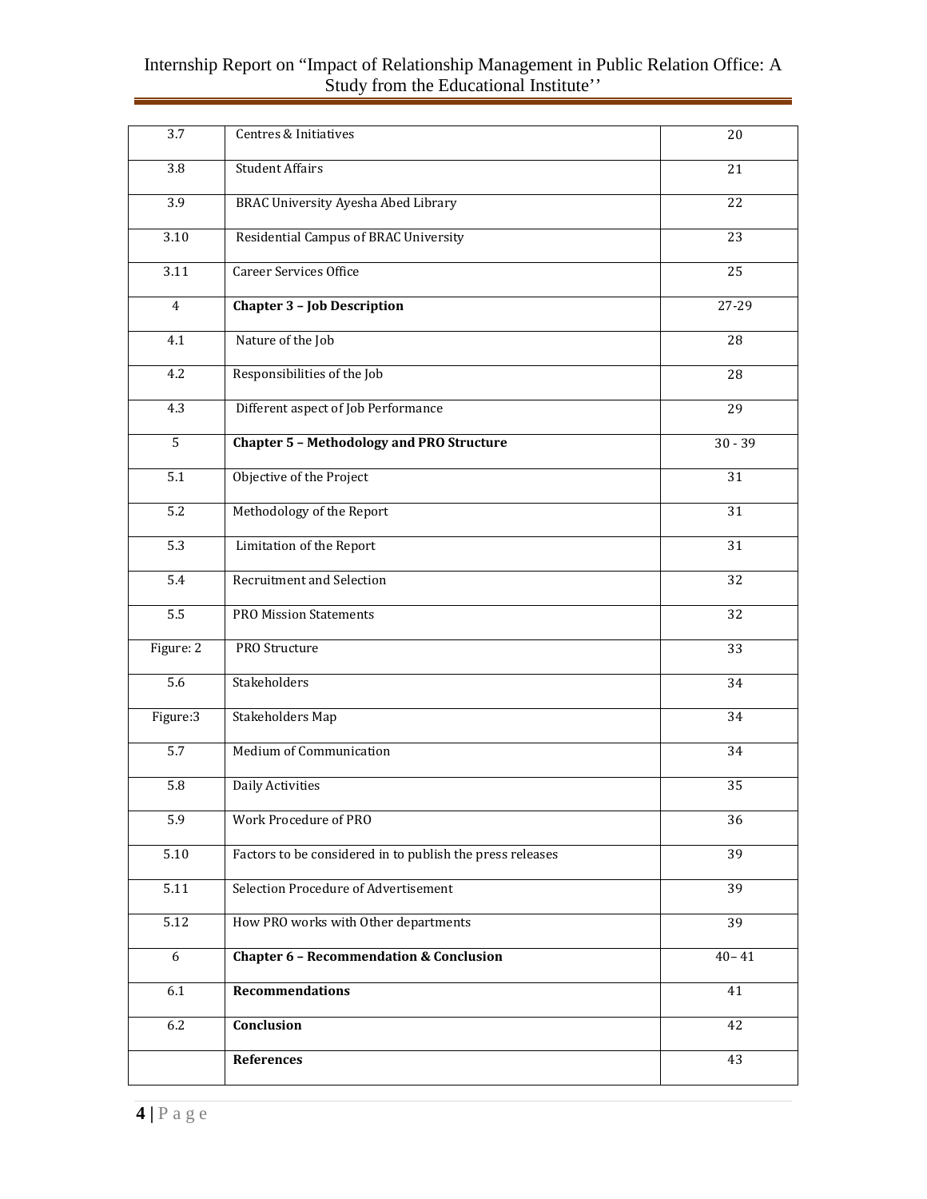| 3.7 | Centres & Initiatives | 20 |
|---|---|---|
| 3.8 | Student Affairs | 21 |
| 3.9 | BRAC University Ayesha Abed Library | 22 |
| 3.10 | Residential Campus of BRAC University | 23 |
| 3.11 | Career Services Office | 25 |
| 4 | **Chapter 3 – Job Description** | 27-29 |
| 4.1 | Nature of the Job | 28 |
| 4.2 | Responsibilities of the Job | 28 |
| 4.3 | Different aspect of Job Performance | 29 |
| 5 | **Chapter 5 – Methodology and PRO Structure** | 30 - 39 |
| 5.1 | Objective of the Project | 31 |
| 5.2 | Methodology of the Report | 31 |
| 5.3 | Limitation of the Report | 31 |
| 5.4 | Recruitment and Selection | 32 |
| 5.5 | PRO Mission Statements | 32 |
| Figure: 2 | PRO Structure | 33 |
| 5.6 | Stakeholders | 34 |
| Figure:3 | Stakeholders Map | 34 |
| 5.7 | Medium of Communication | 34 |
| 5.8 | Daily Activities | 35 |
| 5.9 | Work Procedure of PRO | 36 |
| 5.10 | Factors to be considered in to publish the press releases | 39 |
| 5.11 | Selection Procedure of Advertisement | 39 |
| 5.12 | How PRO works with Other departments | 39 |
| 6 | **Chapter 6 – Recommendation & Conclusion** | 40– 41 |
| 6.1 | **Recommendations** | 41 |
| 6.2 | **Conclusion** | 42 |
| | **References** | 43 |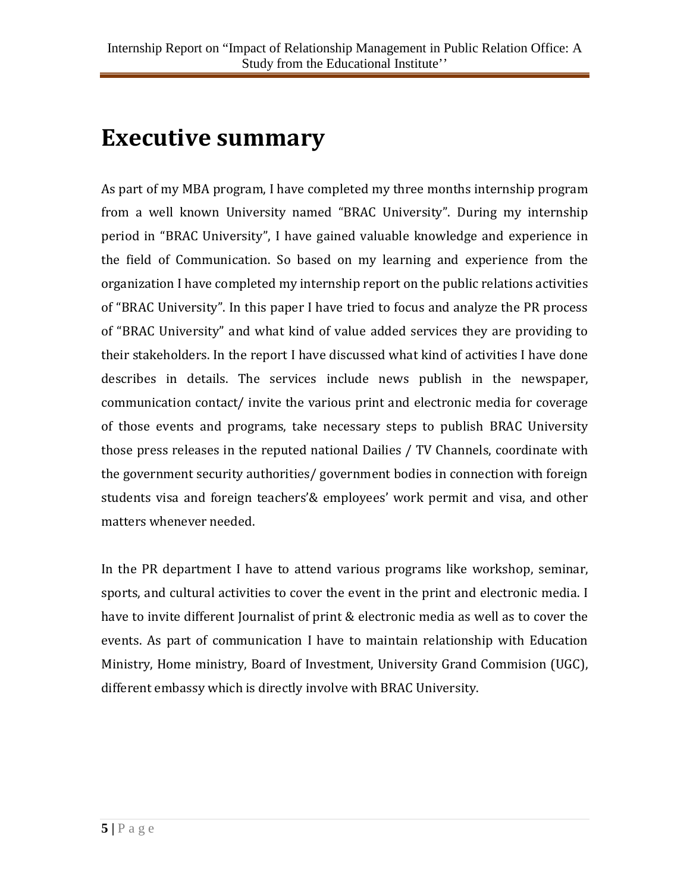# Executive summary

As part of my MBA program, I have completed my three months internship program from a well known University named "BRAC University". During my internship period in "BRAC University", I have gained valuable knowledge and experience in the field of Communication. So based on my learning and experience from the organization I have completed my internship report on the public relations activities of "BRAC University". In this paper I have tried to focus and analyze the PR process of "BRAC University" and what kind of value added services they are providing to their stakeholders. In the report I have discussed what kind of activities I have done describes in details. The services include news publish in the newspaper, communication contact/ invite the various print and electronic media for coverage of those events and programs, take necessary steps to publish BRAC University those press releases in the reputed national Dailies / TV Channels, coordinate with the government security authorities/ government bodies in connection with foreign students visa and foreign teachers'& employees' work permit and visa, and other matters whenever needed.

In the PR department I have to attend various programs like workshop, seminar, sports, and cultural activities to cover the event in the print and electronic media. I have to invite different Journalist of print & electronic media as well as to cover the events. As part of communication I have to maintain relationship with Education Ministry, Home ministry, Board of Investment, University Grand Commision (UGC), different embassy which is directly involve with BRAC University.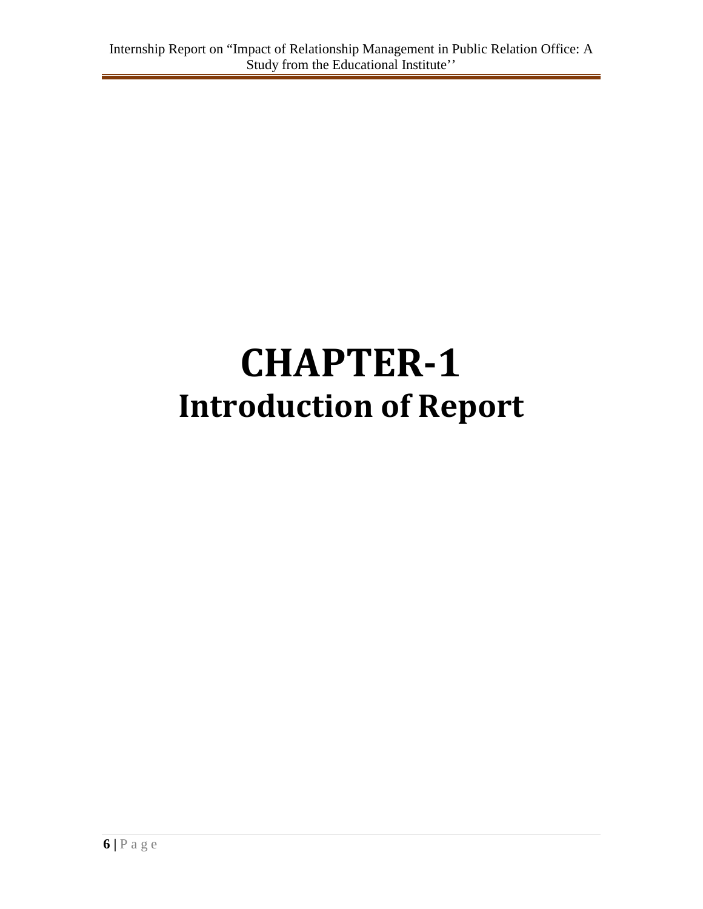# CHAPTER-1
# Introduction of Report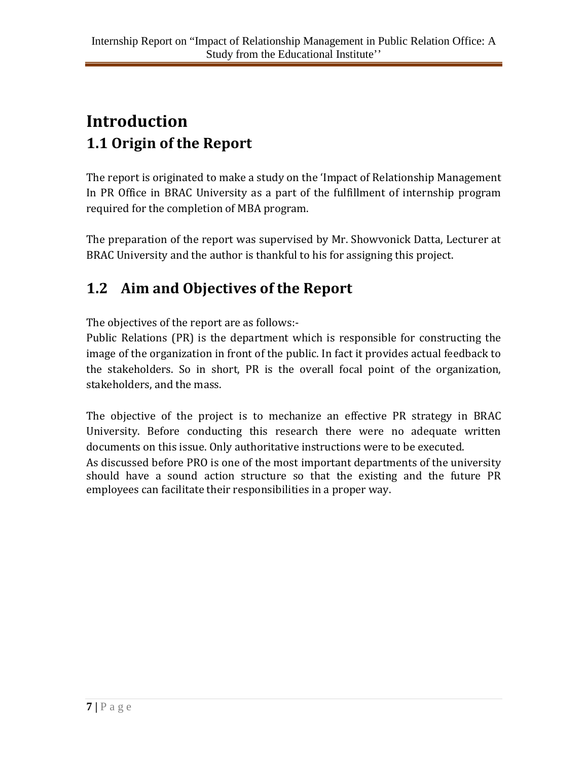# Introduction

## 1.1 Origin of the Report

The report is originated to make a study on the 'Impact of Relationship Management In PR Office in BRAC University as a part of the fulfillment of internship program required for the completion of MBA program.

The preparation of the report was supervised by Mr. Showvonick Datta, Lecturer at BRAC University and the author is thankful to his for assigning this project.

## 1.2 Aim and Objectives of the Report

The objectives of the report are as follows:-
Public Relations (PR) is the department which is responsible for constructing the image of the organization in front of the public. In fact it provides actual feedback to the stakeholders. So in short, PR is the overall focal point of the organization, stakeholders, and the mass.

The objective of the project is to mechanize an effective PR strategy in BRAC University. Before conducting this research there were no adequate written documents on this issue. Only authoritative instructions were to be executed.
As discussed before PRO is one of the most important departments of the university should have a sound action structure so that the existing and the future PR employees can facilitate their responsibilities in a proper way.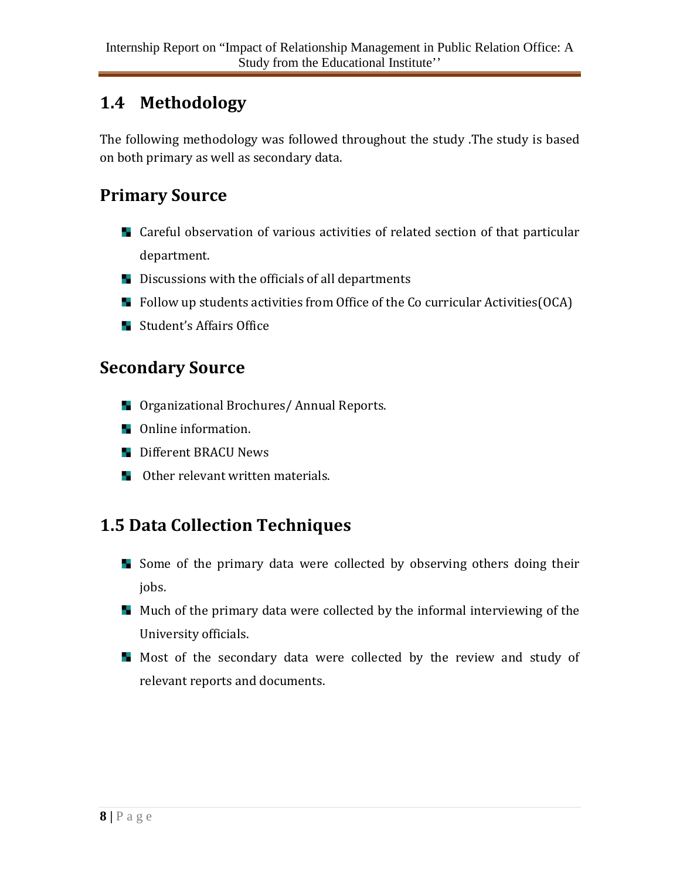## 1.4 Methodology

The following methodology was followed throughout the study .The study is based on both primary as well as secondary data.

## Primary Source

- Careful observation of various activities of related section of that particular department.
- Discussions with the officials of all departments
- Follow up students activities from Office of the Co curricular Activities(OCA)
- Student's Affairs Office

## Secondary Source

- Organizational Brochures/ Annual Reports.
- Online information.
- Different BRACU News
- Other relevant written materials.

## 1.5 Data Collection Techniques

- Some of the primary data were collected by observing others doing their jobs.
- Much of the primary data were collected by the informal interviewing of the University officials.
- Most of the secondary data were collected by the review and study of relevant reports and documents.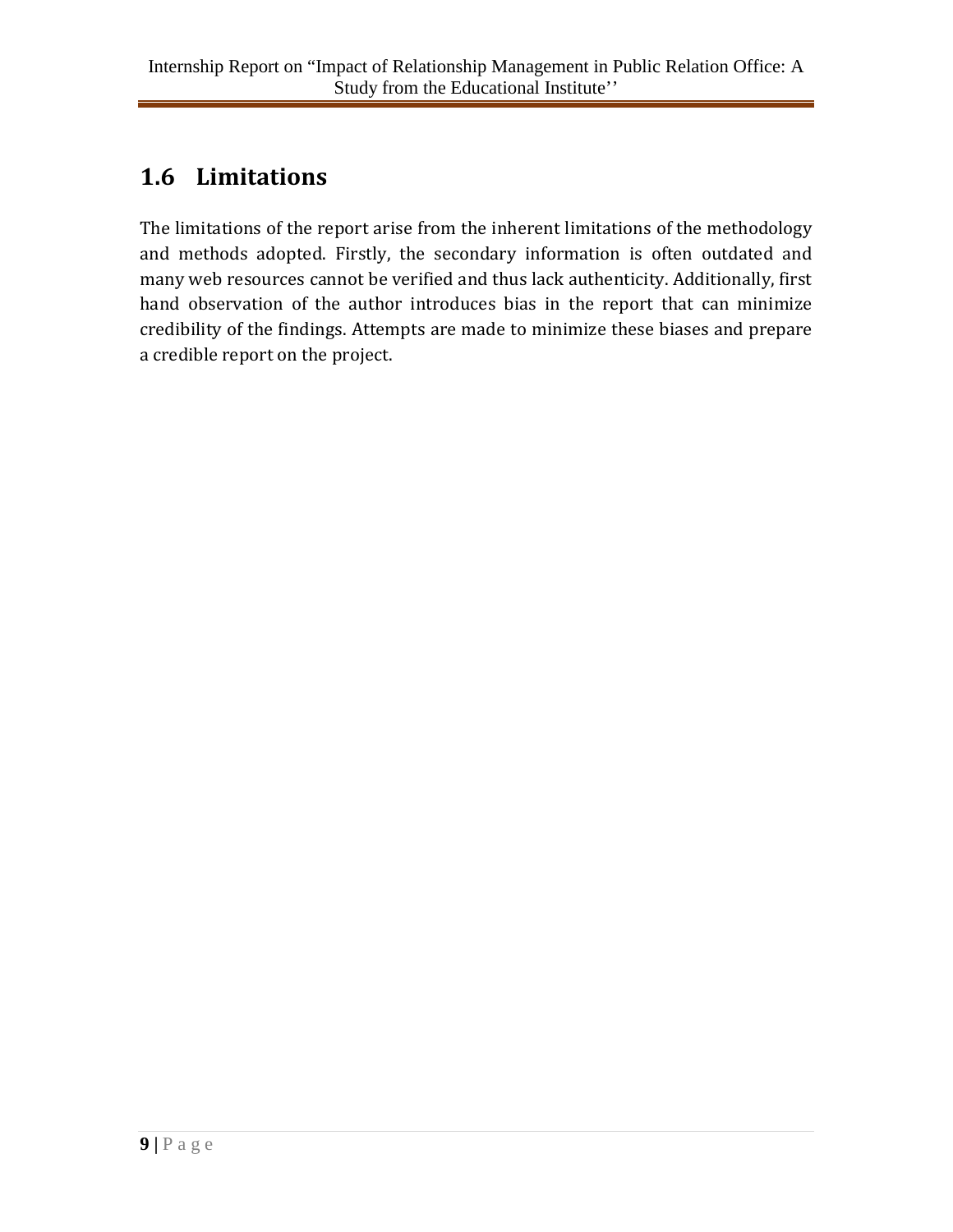## 1.6 Limitations

The limitations of the report arise from the inherent limitations of the methodology and methods adopted. Firstly, the secondary information is often outdated and many web resources cannot be verified and thus lack authenticity. Additionally, first hand observation of the author introduces bias in the report that can minimize credibility of the findings. Attempts are made to minimize these biases and prepare a credible report on the project.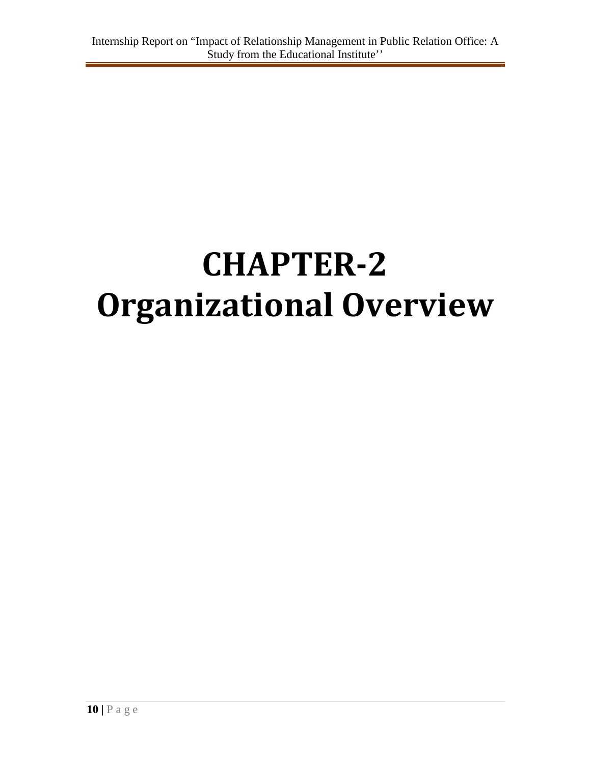# CHAPTER-2
# Organizational Overview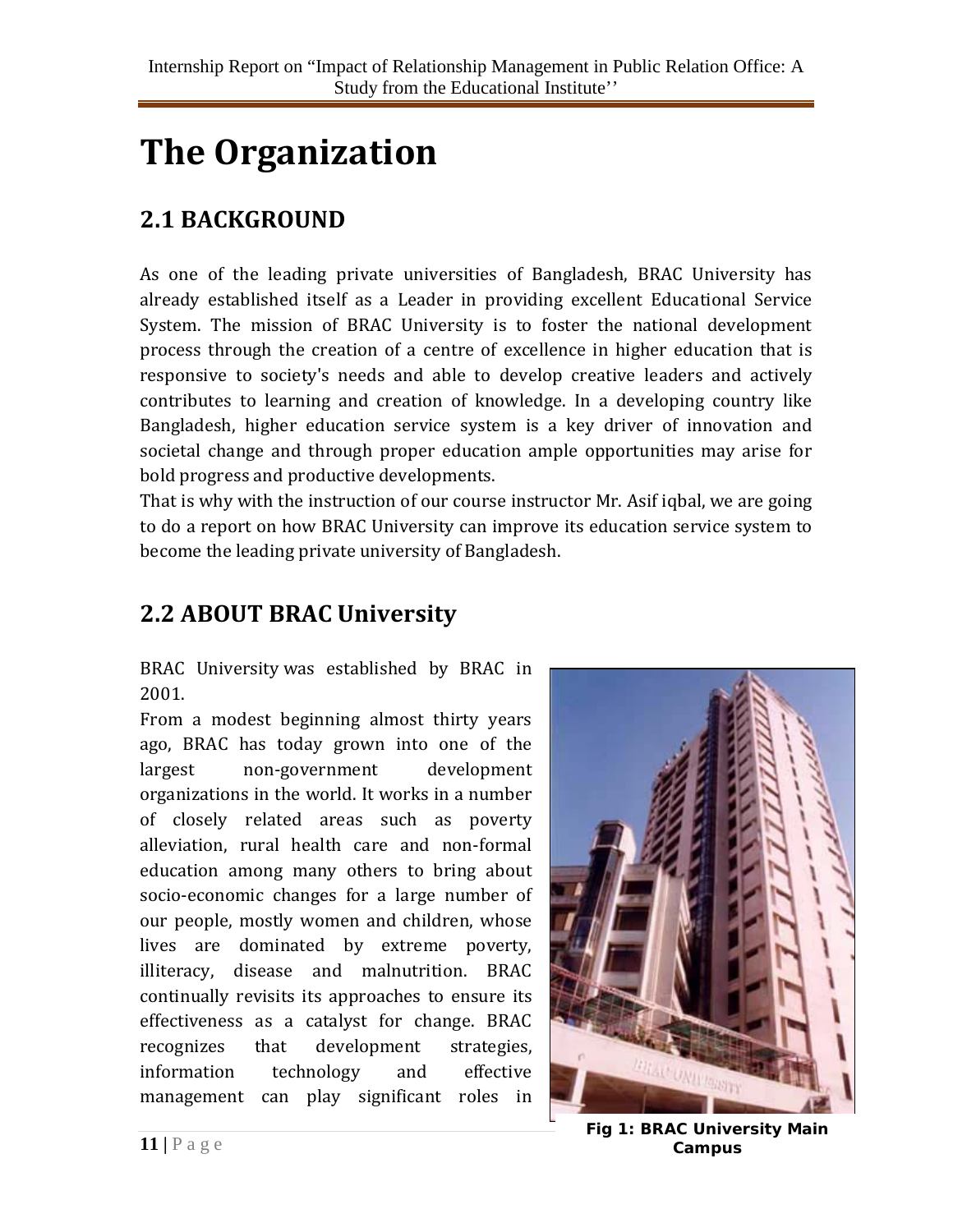# The Organization

## 2.1 BACKGROUND

As one of the leading private universities of Bangladesh, BRAC University has already established itself as a Leader in providing excellent Educational Service System. The mission of BRAC University is to foster the national development process through the creation of a centre of excellence in higher education that is responsive to society's needs and able to develop creative leaders and actively contributes to learning and creation of knowledge. In a developing country like Bangladesh, higher education service system is a key driver of innovation and societal change and through proper education ample opportunities may arise for bold progress and productive developments.

That is why with the instruction of our course instructor Mr. Asif iqbal, we are going to do a report on how BRAC University can improve its education service system to become the leading private university of Bangladesh.

## 2.2 ABOUT BRAC University

BRAC University was established by BRAC in 2001.

From a modest beginning almost thirty years ago, BRAC has today grown into one of the largest non-government development organizations in the world. It works in a number of closely related areas such as poverty alleviation, rural health care and non-formal education among many others to bring about socio-economic changes for a large number of our people, mostly women and children, whose lives are dominated by extreme poverty, illiteracy, disease and malnutrition. BRAC continually revisits its approaches to ensure its effectiveness as a catalyst for change. BRAC recognizes that development strategies, information technology and effective management can play significant roles in

**Fig 1: BRAC University Main Campus**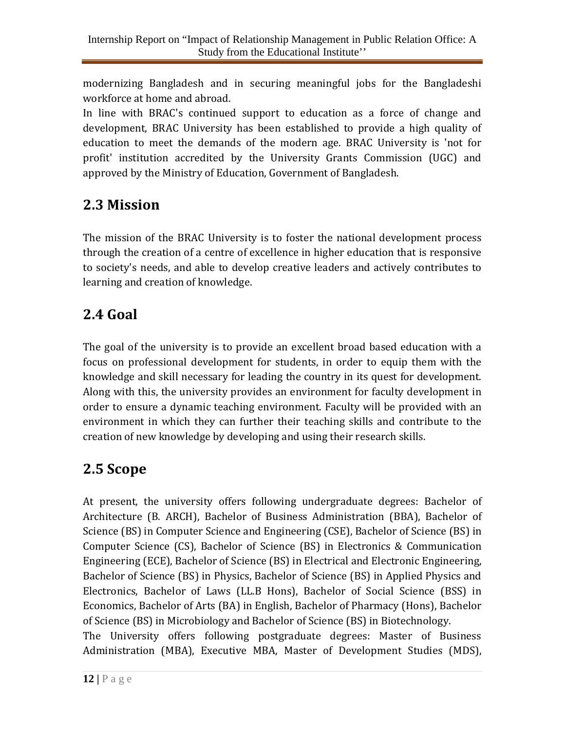modernizing Bangladesh and in securing meaningful jobs for the Bangladeshi workforce at home and abroad.

In line with BRAC's continued support to education as a force of change and development, BRAC University has been established to provide a high quality of education to meet the demands of the modern age. BRAC University is 'not for profit' institution accredited by the University Grants Commission (UGC) and approved by the Ministry of Education, Government of Bangladesh.

## 2.3 Mission

The mission of the BRAC University is to foster the national development process through the creation of a centre of excellence in higher education that is responsive to society's needs, and able to develop creative leaders and actively contributes to learning and creation of knowledge.

## 2.4 Goal

The goal of the university is to provide an excellent broad based education with a focus on professional development for students, in order to equip them with the knowledge and skill necessary for leading the country in its quest for development. Along with this, the university provides an environment for faculty development in order to ensure a dynamic teaching environment. Faculty will be provided with an environment in which they can further their teaching skills and contribute to the creation of new knowledge by developing and using their research skills.

## 2.5 Scope

At present, the university offers following undergraduate degrees: Bachelor of Architecture (B. ARCH), Bachelor of Business Administration (BBA), Bachelor of Science (BS) in Computer Science and Engineering (CSE), Bachelor of Science (BS) in Computer Science (CS), Bachelor of Science (BS) in Electronics & Communication Engineering (ECE), Bachelor of Science (BS) in Electrical and Electronic Engineering, Bachelor of Science (BS) in Physics, Bachelor of Science (BS) in Applied Physics and Electronics, Bachelor of Laws (LL.B Hons), Bachelor of Social Science (BSS) in Economics, Bachelor of Arts (BA) in English, Bachelor of Pharmacy (Hons), Bachelor of Science (BS) in Microbiology and Bachelor of Science (BS) in Biotechnology.

The University offers following postgraduate degrees: Master of Business Administration (MBA), Executive MBA, Master of Development Studies (MDS),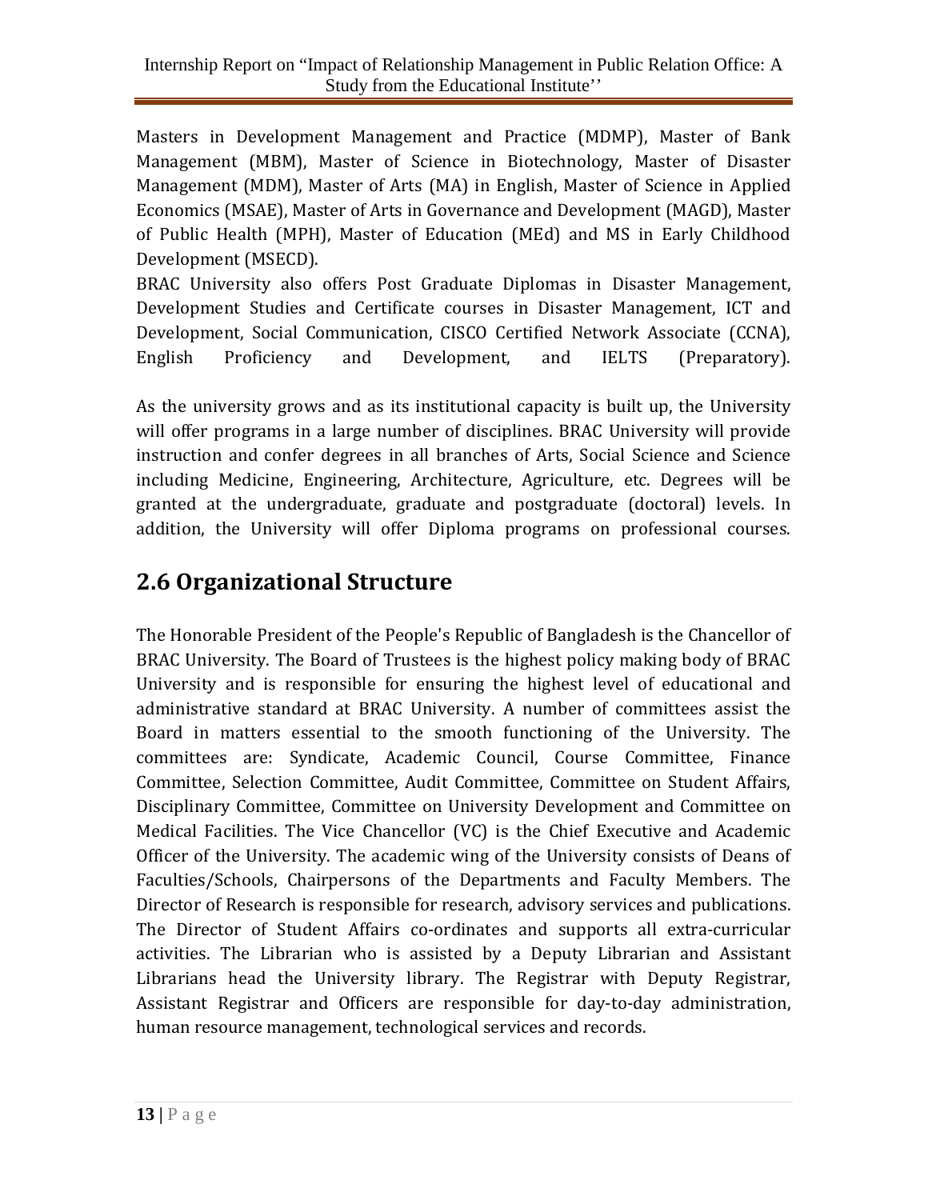Masters in Development Management and Practice (MDMP), Master of Bank Management (MBM), Master of Science in Biotechnology, Master of Disaster Management (MDM), Master of Arts (MA) in English, Master of Science in Applied Economics (MSAE), Master of Arts in Governance and Development (MAGD), Master of Public Health (MPH), Master of Education (MEd) and MS in Early Childhood Development (MSECD).

BRAC University also offers Post Graduate Diplomas in Disaster Management, Development Studies and Certificate courses in Disaster Management, ICT and Development, Social Communication, CISCO Certified Network Associate (CCNA), English Proficiency and Development, and IELTS (Preparatory).

As the university grows and as its institutional capacity is built up, the University will offer programs in a large number of disciplines. BRAC University will provide instruction and confer degrees in all branches of Arts, Social Science and Science including Medicine, Engineering, Architecture, Agriculture, etc. Degrees will be granted at the undergraduate, graduate and postgraduate (doctoral) levels. In addition, the University will offer Diploma programs on professional courses.

## 2.6 Organizational Structure

The Honorable President of the People's Republic of Bangladesh is the Chancellor of BRAC University. The Board of Trustees is the highest policy making body of BRAC University and is responsible for ensuring the highest level of educational and administrative standard at BRAC University. A number of committees assist the Board in matters essential to the smooth functioning of the University. The committees are: Syndicate, Academic Council, Course Committee, Finance Committee, Selection Committee, Audit Committee, Committee on Student Affairs, Disciplinary Committee, Committee on University Development and Committee on Medical Facilities. The Vice Chancellor (VC) is the Chief Executive and Academic Officer of the University. The academic wing of the University consists of Deans of Faculties/Schools, Chairpersons of the Departments and Faculty Members. The Director of Research is responsible for research, advisory services and publications. The Director of Student Affairs co-ordinates and supports all extra-curricular activities. The Librarian who is assisted by a Deputy Librarian and Assistant Librarians head the University library. The Registrar with Deputy Registrar, Assistant Registrar and Officers are responsible for day-to-day administration, human resource management, technological services and records.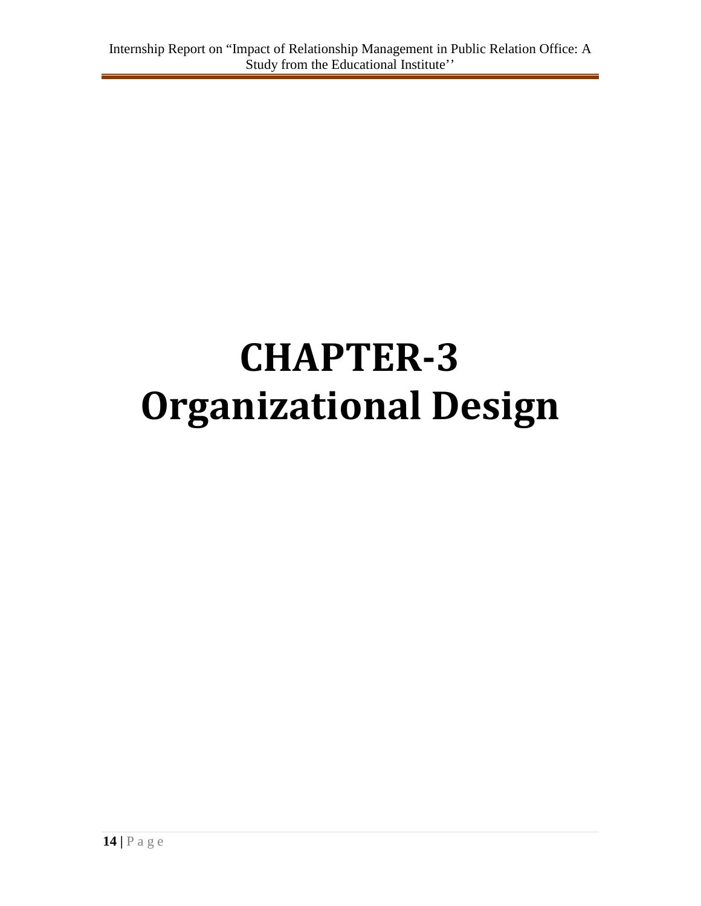# CHAPTER-3
# Organizational Design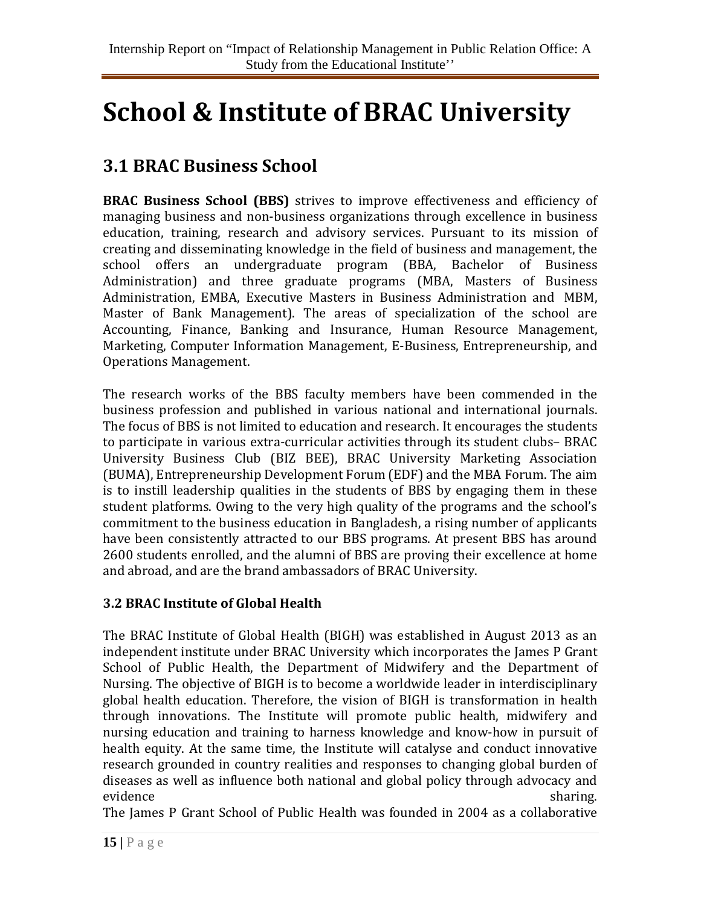# School & Institute of BRAC University

## 3.1 BRAC Business School

**BRAC Business School (BBS)** strives to improve effectiveness and efficiency of managing business and non-business organizations through excellence in business education, training, research and advisory services. Pursuant to its mission of creating and disseminating knowledge in the field of business and management, the school offers an undergraduate program (BBA, Bachelor of Business Administration) and three graduate programs (MBA, Masters of Business Administration, EMBA, Executive Masters in Business Administration and MBM, Master of Bank Management). The areas of specialization of the school are Accounting, Finance, Banking and Insurance, Human Resource Management, Marketing, Computer Information Management, E-Business, Entrepreneurship, and Operations Management.

The research works of the BBS faculty members have been commended in the business profession and published in various national and international journals. The focus of BBS is not limited to education and research. It encourages the students to participate in various extra-curricular activities through its student clubs– BRAC University Business Club (BIZ BEE), BRAC University Marketing Association (BUMA), Entrepreneurship Development Forum (EDF) and the MBA Forum. The aim is to instill leadership qualities in the students of BBS by engaging them in these student platforms. Owing to the very high quality of the programs and the school's commitment to the business education in Bangladesh, a rising number of applicants have been consistently attracted to our BBS programs. At present BBS has around 2600 students enrolled, and the alumni of BBS are proving their excellence at home and abroad, and are the brand ambassadors of BRAC University.

### 3.2 BRAC Institute of Global Health

The BRAC Institute of Global Health (BIGH) was established in August 2013 as an independent institute under BRAC University which incorporates the James P Grant School of Public Health, the Department of Midwifery and the Department of Nursing. The objective of BIGH is to become a worldwide leader in interdisciplinary global health education. Therefore, the vision of BIGH is transformation in health through innovations. The Institute will promote public health, midwifery and nursing education and training to harness knowledge and know-how in pursuit of health equity. At the same time, the Institute will catalyse and conduct innovative research grounded in country realities and responses to changing global burden of diseases as well as influence both national and global policy through advocacy and evidence sharing.

The James P Grant School of Public Health was founded in 2004 as a collaborative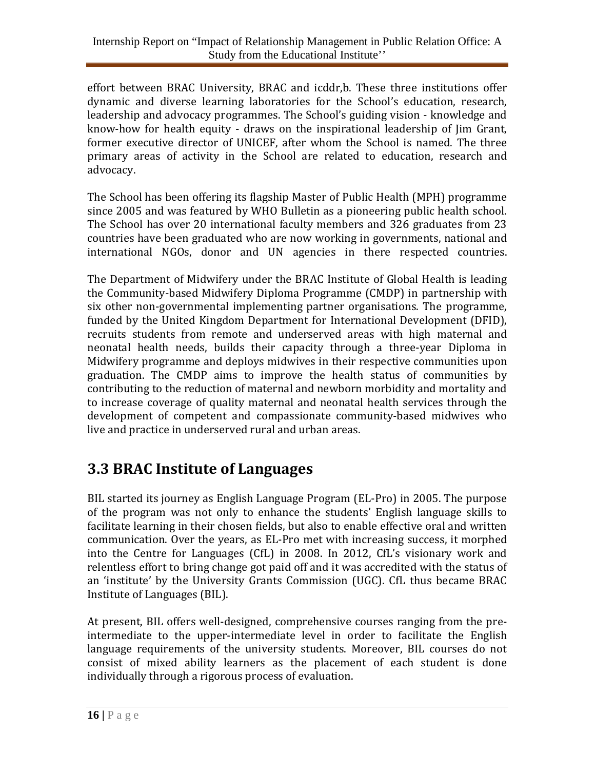effort between BRAC University, BRAC and icddr,b. These three institutions offer dynamic and diverse learning laboratories for the School's education, research, leadership and advocacy programmes. The School's guiding vision - knowledge and know-how for health equity - draws on the inspirational leadership of Jim Grant, former executive director of UNICEF, after whom the School is named. The three primary areas of activity in the School are related to education, research and advocacy.

The School has been offering its flagship Master of Public Health (MPH) programme since 2005 and was featured by WHO Bulletin as a pioneering public health school. The School has over 20 international faculty members and 326 graduates from 23 countries have been graduated who are now working in governments, national and international NGOs, donor and UN agencies in there respected countries.

The Department of Midwifery under the BRAC Institute of Global Health is leading the Community-based Midwifery Diploma Programme (CMDP) in partnership with six other non-governmental implementing partner organisations. The programme, funded by the United Kingdom Department for International Development (DFID), recruits students from remote and underserved areas with high maternal and neonatal health needs, builds their capacity through a three-year Diploma in Midwifery programme and deploys midwives in their respective communities upon graduation. The CMDP aims to improve the health status of communities by contributing to the reduction of maternal and newborn morbidity and mortality and to increase coverage of quality maternal and neonatal health services through the development of competent and compassionate community-based midwives who live and practice in underserved rural and urban areas.

## 3.3 BRAC Institute of Languages

BIL started its journey as English Language Program (EL-Pro) in 2005. The purpose of the program was not only to enhance the students' English language skills to facilitate learning in their chosen fields, but also to enable effective oral and written communication. Over the years, as EL-Pro met with increasing success, it morphed into the Centre for Languages (CfL) in 2008. In 2012, CfL's visionary work and relentless effort to bring change got paid off and it was accredited with the status of an 'institute' by the University Grants Commission (UGC). CfL thus became BRAC Institute of Languages (BIL).

At present, BIL offers well-designed, comprehensive courses ranging from the pre-intermediate to the upper-intermediate level in order to facilitate the English language requirements of the university students. Moreover, BIL courses do not consist of mixed ability learners as the placement of each student is done individually through a rigorous process of evaluation.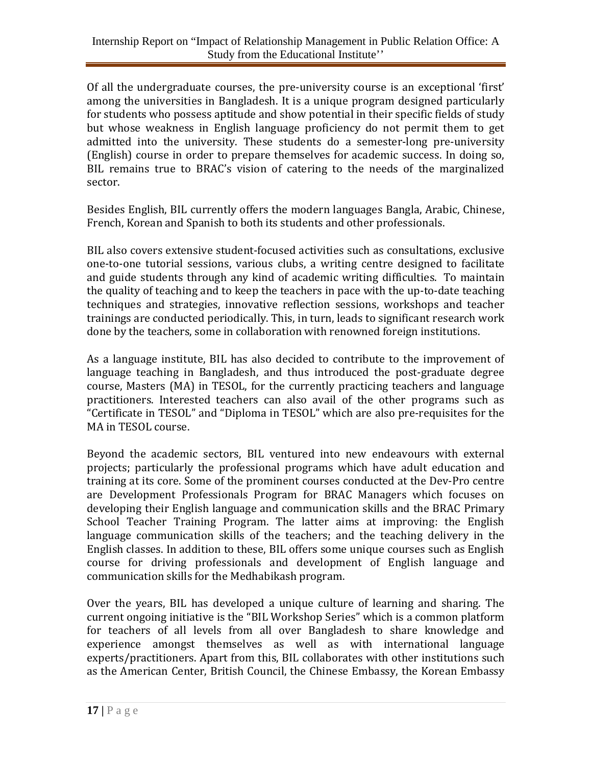Of all the undergraduate courses, the pre-university course is an exceptional 'first' among the universities in Bangladesh. It is a unique program designed particularly for students who possess aptitude and show potential in their specific fields of study but whose weakness in English language proficiency do not permit them to get admitted into the university. These students do a semester-long pre-university (English) course in order to prepare themselves for academic success. In doing so, BIL remains true to BRAC's vision of catering to the needs of the marginalized sector.

Besides English, BIL currently offers the modern languages Bangla, Arabic, Chinese, French, Korean and Spanish to both its students and other professionals.

BIL also covers extensive student-focused activities such as consultations, exclusive one-to-one tutorial sessions, various clubs, a writing centre designed to facilitate and guide students through any kind of academic writing difficulties. To maintain the quality of teaching and to keep the teachers in pace with the up-to-date teaching techniques and strategies, innovative reflection sessions, workshops and teacher trainings are conducted periodically. This, in turn, leads to significant research work done by the teachers, some in collaboration with renowned foreign institutions.

As a language institute, BIL has also decided to contribute to the improvement of language teaching in Bangladesh, and thus introduced the post-graduate degree course, Masters (MA) in TESOL, for the currently practicing teachers and language practitioners. Interested teachers can also avail of the other programs such as "Certificate in TESOL" and "Diploma in TESOL" which are also pre-requisites for the MA in TESOL course.

Beyond the academic sectors, BIL ventured into new endeavours with external projects; particularly the professional programs which have adult education and training at its core. Some of the prominent courses conducted at the Dev-Pro centre are Development Professionals Program for BRAC Managers which focuses on developing their English language and communication skills and the BRAC Primary School Teacher Training Program. The latter aims at improving: the English language communication skills of the teachers; and the teaching delivery in the English classes. In addition to these, BIL offers some unique courses such as English course for driving professionals and development of English language and communication skills for the Medhabikash program.

Over the years, BIL has developed a unique culture of learning and sharing. The current ongoing initiative is the "BIL Workshop Series" which is a common platform for teachers of all levels from all over Bangladesh to share knowledge and experience amongst themselves as well as with international language experts/practitioners. Apart from this, BIL collaborates with other institutions such as the American Center, British Council, the Chinese Embassy, the Korean Embassy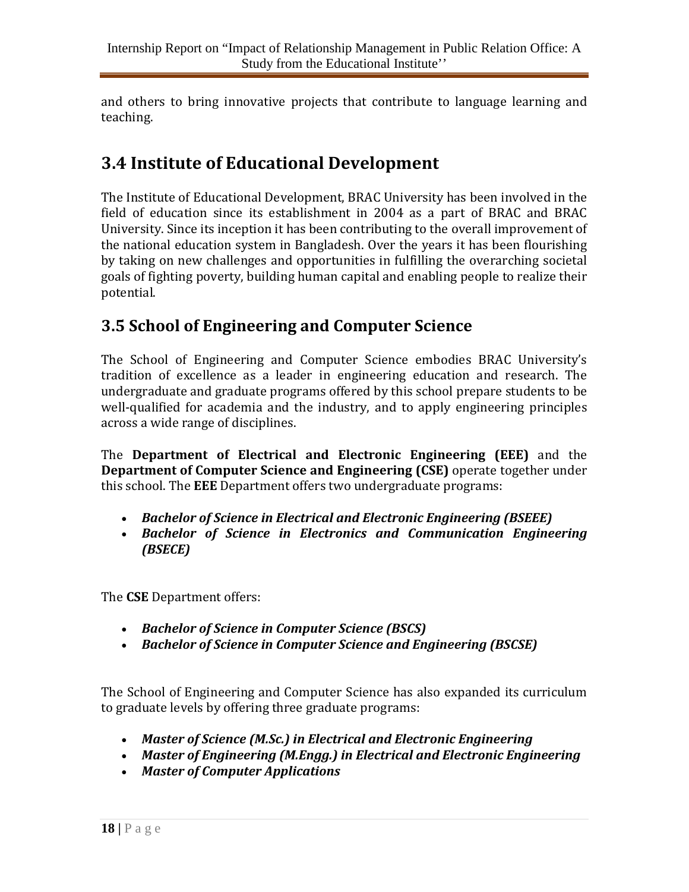and others to bring innovative projects that contribute to language learning and teaching.

## 3.4 Institute of Educational Development

The Institute of Educational Development, BRAC University has been involved in the field of education since its establishment in 2004 as a part of BRAC and BRAC University. Since its inception it has been contributing to the overall improvement of the national education system in Bangladesh. Over the years it has been flourishing by taking on new challenges and opportunities in fulfilling the overarching societal goals of fighting poverty, building human capital and enabling people to realize their potential.

## 3.5 School of Engineering and Computer Science

The School of Engineering and Computer Science embodies BRAC University's tradition of excellence as a leader in engineering education and research. The undergraduate and graduate programs offered by this school prepare students to be well-qualified for academia and the industry, and to apply engineering principles across a wide range of disciplines.

The **Department of Electrical and Electronic Engineering (EEE)** and the **Department of Computer Science and Engineering (CSE)** operate together under this school. The **EEE** Department offers two undergraduate programs:

- ***Bachelor of Science in Electrical and Electronic Engineering (BSEEE)***
- ***Bachelor of Science in Electronics and Communication Engineering (BSECE)***

The **CSE** Department offers:

- ***Bachelor of Science in Computer Science (BSCS)***
- ***Bachelor of Science in Computer Science and Engineering (BSCSE)***

The School of Engineering and Computer Science has also expanded its curriculum to graduate levels by offering three graduate programs:

- ***Master of Science (M.Sc.) in Electrical and Electronic Engineering***
- ***Master of Engineering (M.Engg.) in Electrical and Electronic Engineering***
- ***Master of Computer Applications***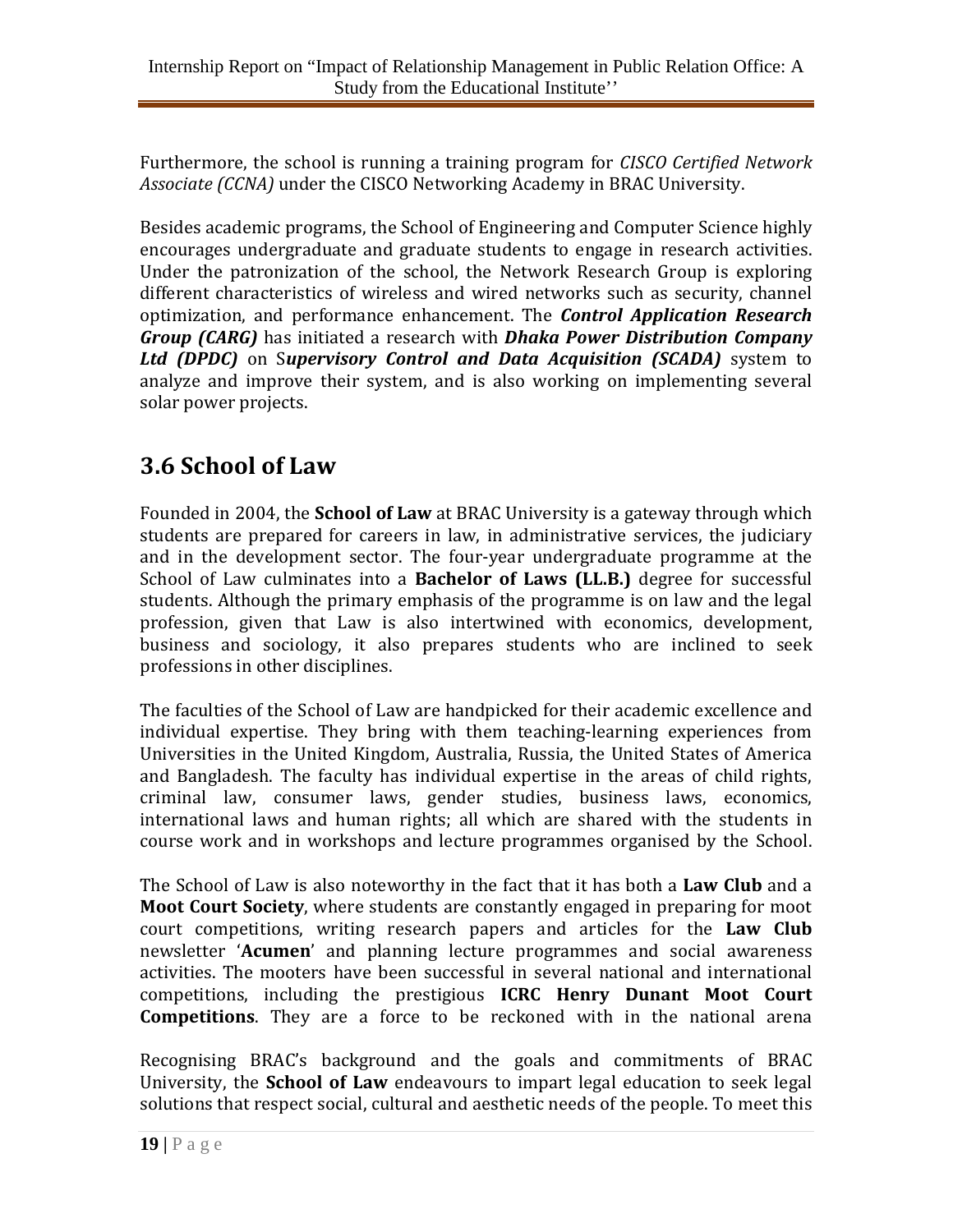Furthermore, the school is running a training program for *CISCO Certified Network Associate (CCNA)* under the CISCO Networking Academy in BRAC University.

Besides academic programs, the School of Engineering and Computer Science highly encourages undergraduate and graduate students to engage in research activities. Under the patronization of the school, the Network Research Group is exploring different characteristics of wireless and wired networks such as security, channel optimization, and performance enhancement. The ***Control Application Research Group (CARG)*** has initiated a research with ***Dhaka Power Distribution Company Ltd (DPDC)*** on S***upervisory Control and Data Acquisition (SCADA)*** system to analyze and improve their system, and is also working on implementing several solar power projects.

## 3.6 School of Law

Founded in 2004, the **School of Law** at BRAC University is a gateway through which students are prepared for careers in law, in administrative services, the judiciary and in the development sector. The four-year undergraduate programme at the School of Law culminates into a **Bachelor of Laws (LL.B.)** degree for successful students. Although the primary emphasis of the programme is on law and the legal profession, given that Law is also intertwined with economics, development, business and sociology, it also prepares students who are inclined to seek professions in other disciplines.

The faculties of the School of Law are handpicked for their academic excellence and individual expertise. They bring with them teaching-learning experiences from Universities in the United Kingdom, Australia, Russia, the United States of America and Bangladesh. The faculty has individual expertise in the areas of child rights, criminal law, consumer laws, gender studies, business laws, economics, international laws and human rights; all which are shared with the students in course work and in workshops and lecture programmes organised by the School.

The School of Law is also noteworthy in the fact that it has both a **Law Club** and a **Moot Court Society**, where students are constantly engaged in preparing for moot court competitions, writing research papers and articles for the **Law Club** newsletter '**Acumen**' and planning lecture programmes and social awareness activities. The mooters have been successful in several national and international competitions, including the prestigious **ICRC Henry Dunant Moot Court Competitions**. They are a force to be reckoned with in the national arena

Recognising BRAC's background and the goals and commitments of BRAC University, the **School of Law** endeavours to impart legal education to seek legal solutions that respect social, cultural and aesthetic needs of the people. To meet this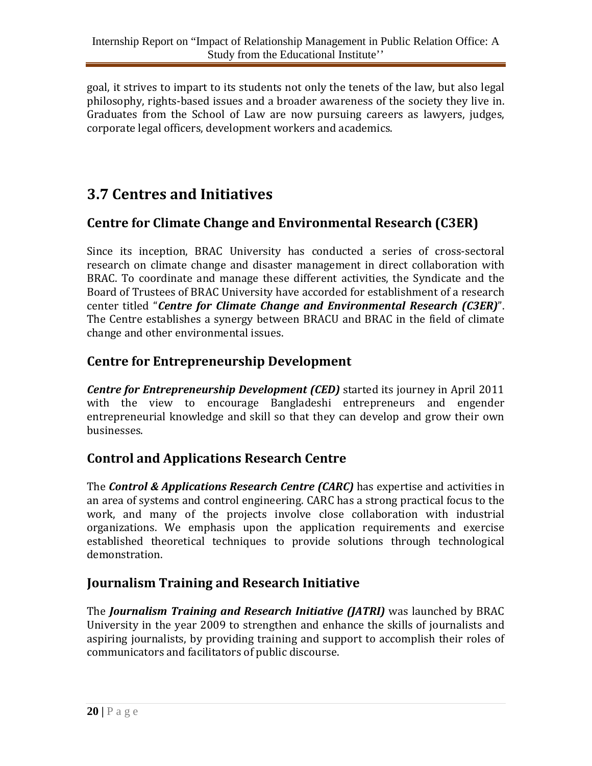goal, it strives to impart to its students not only the tenets of the law, but also legal philosophy, rights-based issues and a broader awareness of the society they live in. Graduates from the School of Law are now pursuing careers as lawyers, judges, corporate legal officers, development workers and academics.

## 3.7 Centres and Initiatives

### Centre for Climate Change and Environmental Research (C3ER)

Since its inception, BRAC University has conducted a series of cross-sectoral research on climate change and disaster management in direct collaboration with BRAC. To coordinate and manage these different activities, the Syndicate and the Board of Trustees of BRAC University have accorded for establishment of a research center titled "***Centre for Climate Change and Environmental Research (C3ER)***". The Centre establishes a synergy between BRACU and BRAC in the field of climate change and other environmental issues.

### Centre for Entrepreneurship Development

***Centre for Entrepreneurship Development (CED)*** started its journey in April 2011 with the view to encourage Bangladeshi entrepreneurs and engender entrepreneurial knowledge and skill so that they can develop and grow their own businesses.

### Control and Applications Research Centre

The ***Control & Applications Research Centre (CARC)*** has expertise and activities in an area of systems and control engineering. CARC has a strong practical focus to the work, and many of the projects involve close collaboration with industrial organizations. We emphasis upon the application requirements and exercise established theoretical techniques to provide solutions through technological demonstration.

### Journalism Training and Research Initiative

The ***Journalism Training and Research Initiative (JATRI)*** was launched by BRAC University in the year 2009 to strengthen and enhance the skills of journalists and aspiring journalists, by providing training and support to accomplish their roles of communicators and facilitators of public discourse.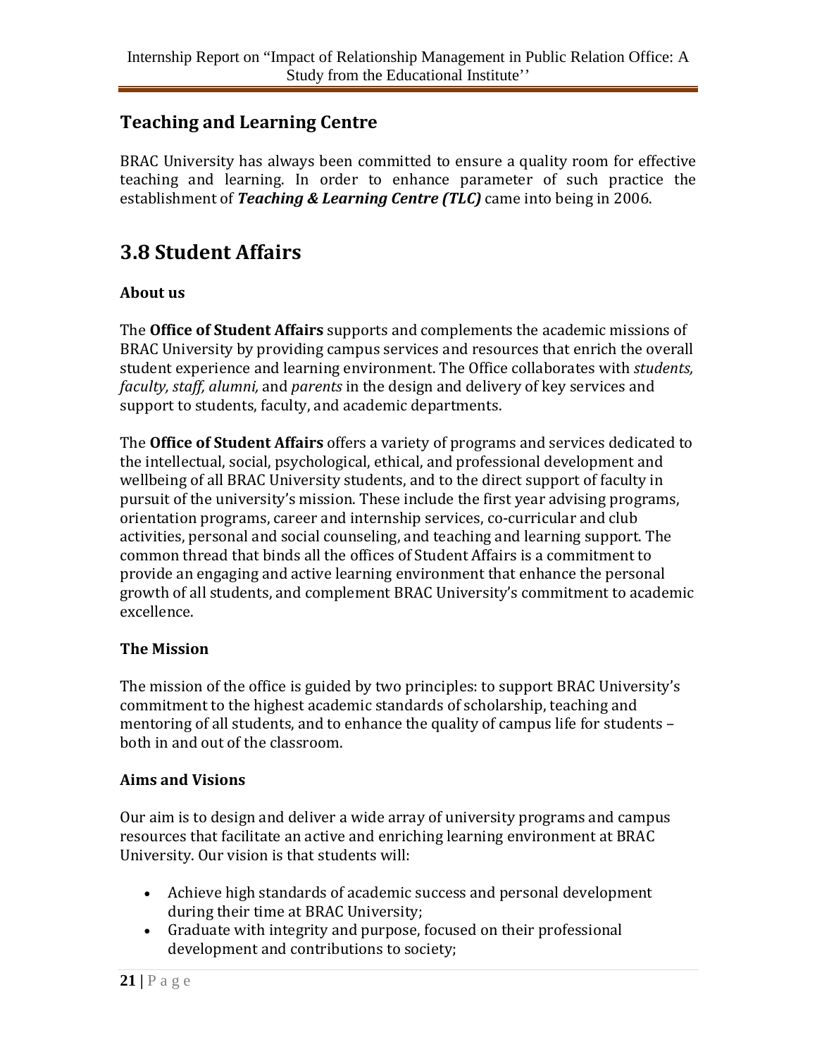### Teaching and Learning Centre

BRAC University has always been committed to ensure a quality room for effective teaching and learning. In order to enhance parameter of such practice the establishment of ***Teaching & Learning Centre (TLC)*** came into being in 2006.

## 3.8 Student Affairs

### About us

The **Office of Student Affairs** supports and complements the academic missions of BRAC University by providing campus services and resources that enrich the overall student experience and learning environment. The Office collaborates with *students, faculty, staff, alumni,* and *parents* in the design and delivery of key services and support to students, faculty, and academic departments.

The **Office of Student Affairs** offers a variety of programs and services dedicated to the intellectual, social, psychological, ethical, and professional development and wellbeing of all BRAC University students, and to the direct support of faculty in pursuit of the university's mission. These include the first year advising programs, orientation programs, career and internship services, co-curricular and club activities, personal and social counseling, and teaching and learning support. The common thread that binds all the offices of Student Affairs is a commitment to provide an engaging and active learning environment that enhance the personal growth of all students, and complement BRAC University's commitment to academic excellence.

### The Mission

The mission of the office is guided by two principles: to support BRAC University's commitment to the highest academic standards of scholarship, teaching and mentoring of all students, and to enhance the quality of campus life for students – both in and out of the classroom.

### Aims and Visions

Our aim is to design and deliver a wide array of university programs and campus resources that facilitate an active and enriching learning environment at BRAC University. Our vision is that students will:

- Achieve high standards of academic success and personal development during their time at BRAC University;
- Graduate with integrity and purpose, focused on their professional development and contributions to society;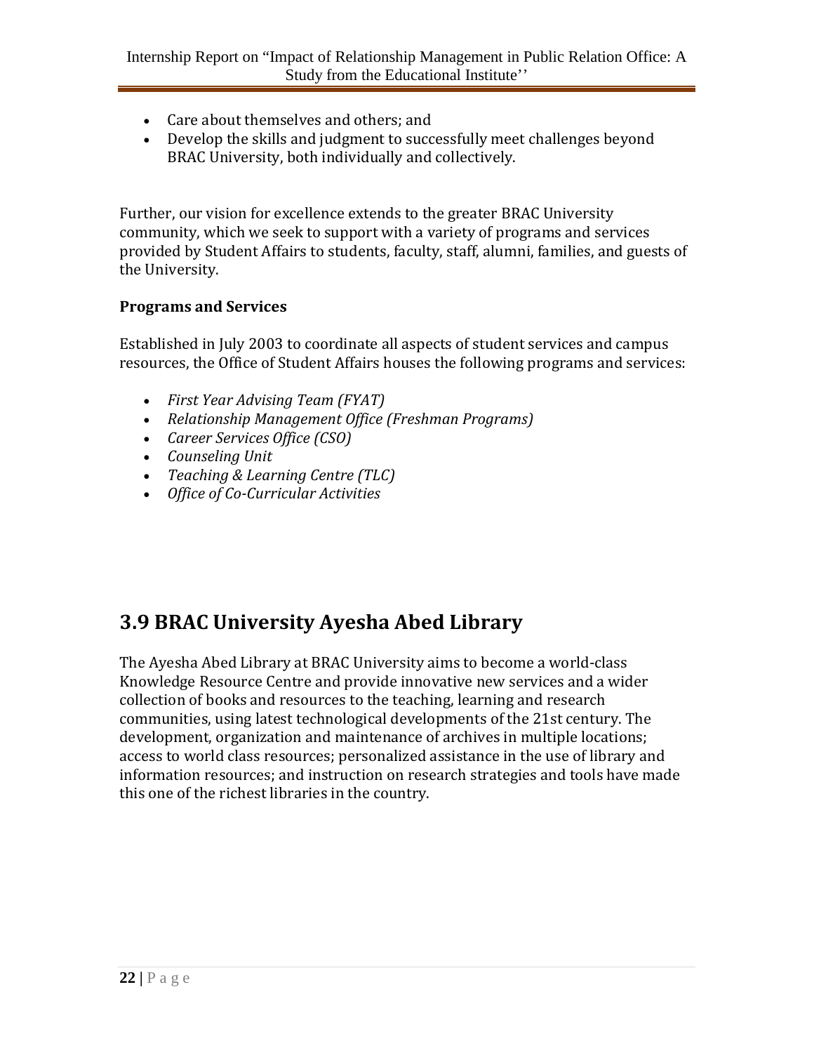- Care about themselves and others; and
- Develop the skills and judgment to successfully meet challenges beyond BRAC University, both individually and collectively.

Further, our vision for excellence extends to the greater BRAC University community, which we seek to support with a variety of programs and services provided by Student Affairs to students, faculty, staff, alumni, families, and guests of the University.

**Programs and Services**

Established in July 2003 to coordinate all aspects of student services and campus resources, the Office of Student Affairs houses the following programs and services:

- *First Year Advising Team (FYAT)*
- *Relationship Management Office (Freshman Programs)*
- *Career Services Office (CSO)*
- *Counseling Unit*
- *Teaching & Learning Centre (TLC)*
- *Office of Co-Curricular Activities*

## 3.9 BRAC University Ayesha Abed Library

The Ayesha Abed Library at BRAC University aims to become a world-class Knowledge Resource Centre and provide innovative new services and a wider collection of books and resources to the teaching, learning and research communities, using latest technological developments of the 21st century. The development, organization and maintenance of archives in multiple locations; access to world class resources; personalized assistance in the use of library and information resources; and instruction on research strategies and tools have made this one of the richest libraries in the country.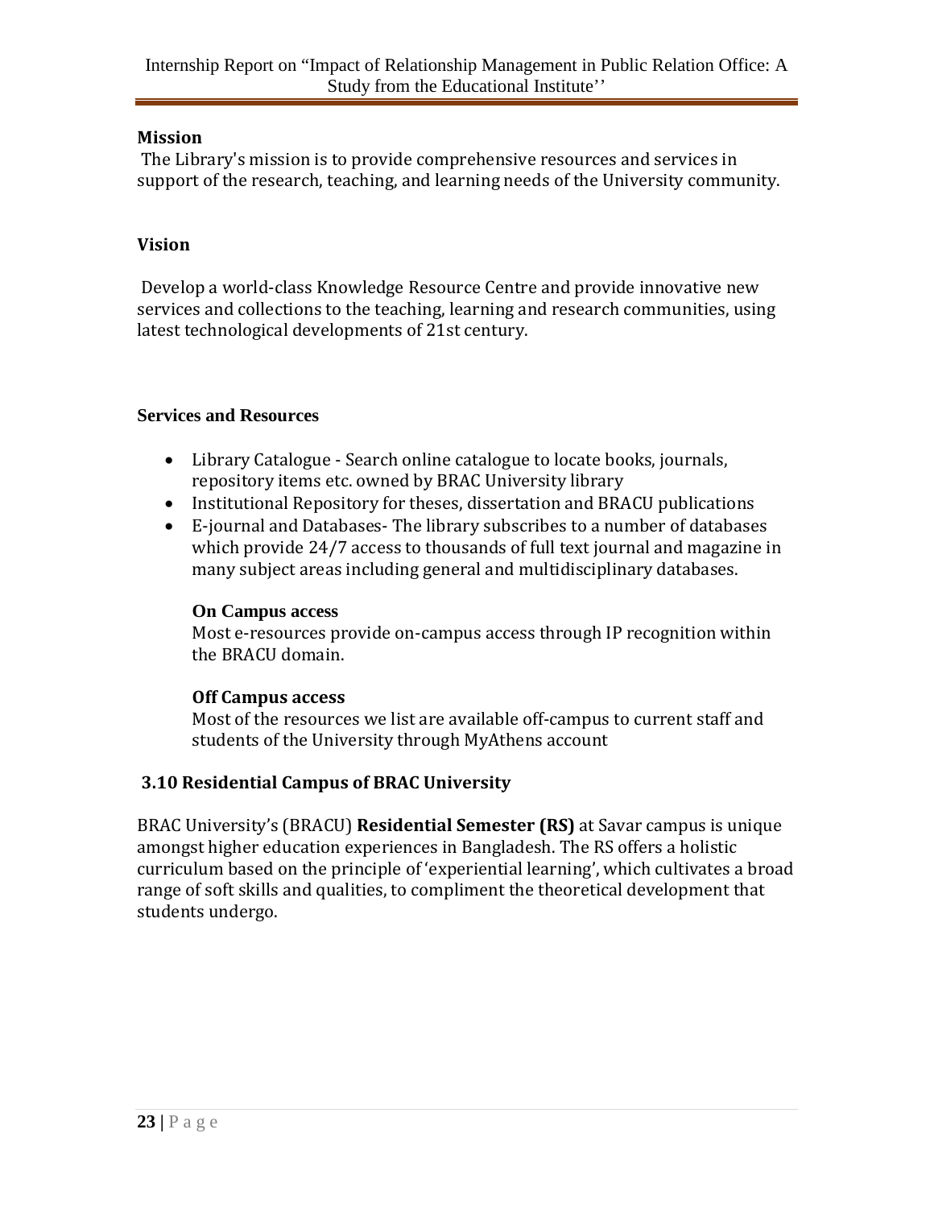### Mission

The Library's mission is to provide comprehensive resources and services in support of the research, teaching, and learning needs of the University community.

### Vision

Develop a world-class Knowledge Resource Centre and provide innovative new services and collections to the teaching, learning and research communities, using latest technological developments of 21st century.

### Services and Resources

- Library Catalogue - Search online catalogue to locate books, journals, repository items etc. owned by BRAC University library
- Institutional Repository for theses, dissertation and BRACU publications
- E-journal and Databases- The library subscribes to a number of databases which provide 24/7 access to thousands of full text journal and magazine in many subject areas including general and multidisciplinary databases.

  **On Campus access**
  Most e-resources provide on-campus access through IP recognition within the BRACU domain.

  **Off Campus access**
  Most of the resources we list are available off-campus to current staff and students of the University through MyAthens account

## 3.10 Residential Campus of BRAC University

BRAC University's (BRACU) **Residential Semester (RS)** at Savar campus is unique amongst higher education experiences in Bangladesh. The RS offers a holistic curriculum based on the principle of 'experiential learning', which cultivates a broad range of soft skills and qualities, to compliment the theoretical development that students undergo.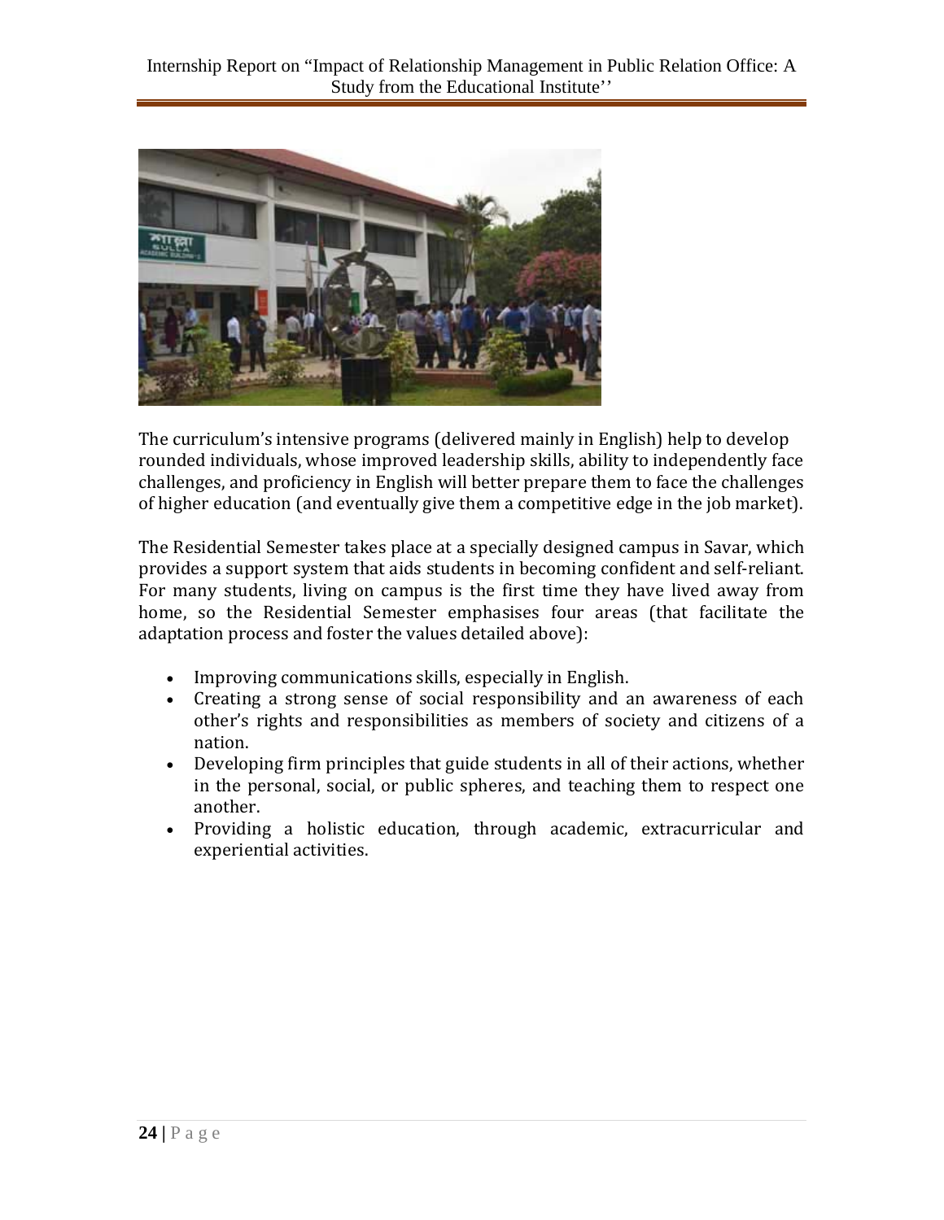The curriculum's intensive programs (delivered mainly in English) help to develop rounded individuals, whose improved leadership skills, ability to independently face challenges, and proficiency in English will better prepare them to face the challenges of higher education (and eventually give them a competitive edge in the job market).

The Residential Semester takes place at a specially designed campus in Savar, which provides a support system that aids students in becoming confident and self-reliant. For many students, living on campus is the first time they have lived away from home, so the Residential Semester emphasises four areas (that facilitate the adaptation process and foster the values detailed above):

- Improving communications skills, especially in English.
- Creating a strong sense of social responsibility and an awareness of each other's rights and responsibilities as members of society and citizens of a nation.
- Developing firm principles that guide students in all of their actions, whether in the personal, social, or public spheres, and teaching them to respect one another.
- Providing a holistic education, through academic, extracurricular and experiential activities.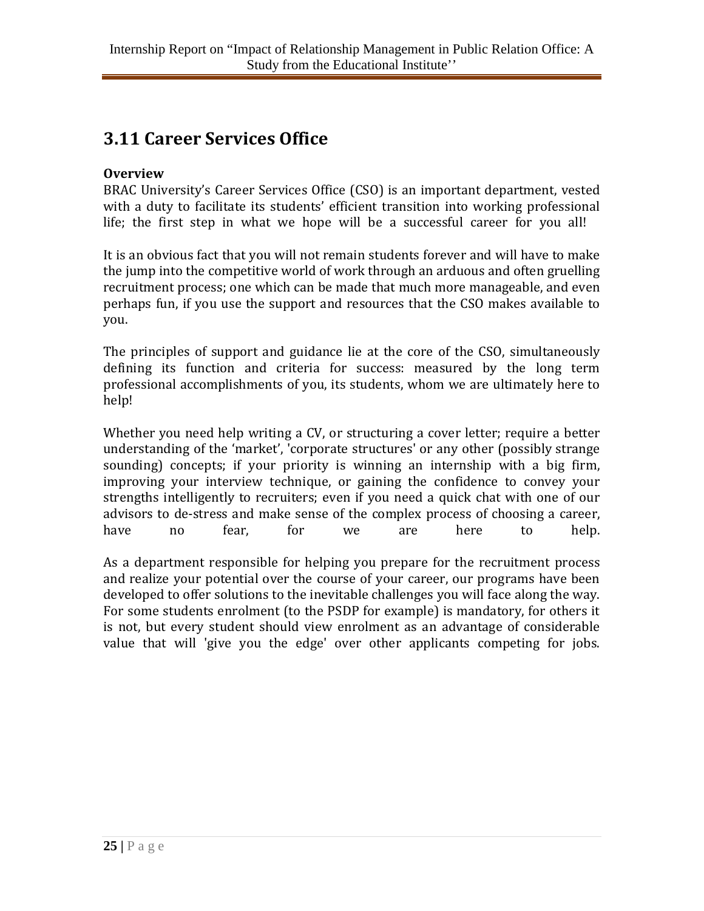## 3.11 Career Services Office

**Overview**

BRAC University's Career Services Office (CSO) is an important department, vested with a duty to facilitate its students' efficient transition into working professional life; the first step in what we hope will be a successful career for you all!

It is an obvious fact that you will not remain students forever and will have to make the jump into the competitive world of work through an arduous and often gruelling recruitment process; one which can be made that much more manageable, and even perhaps fun, if you use the support and resources that the CSO makes available to you.

The principles of support and guidance lie at the core of the CSO, simultaneously defining its function and criteria for success: measured by the long term professional accomplishments of you, its students, whom we are ultimately here to help!

Whether you need help writing a CV, or structuring a cover letter; require a better understanding of the 'market', 'corporate structures' or any other (possibly strange sounding) concepts; if your priority is winning an internship with a big firm, improving your interview technique, or gaining the confidence to convey your strengths intelligently to recruiters; even if you need a quick chat with one of our advisors to de-stress and make sense of the complex process of choosing a career, have no fear, for we are here to help.

As a department responsible for helping you prepare for the recruitment process and realize your potential over the course of your career, our programs have been developed to offer solutions to the inevitable challenges you will face along the way. For some students enrolment (to the PSDP for example) is mandatory, for others it is not, but every student should view enrolment as an advantage of considerable value that will 'give you the edge' over other applicants competing for jobs.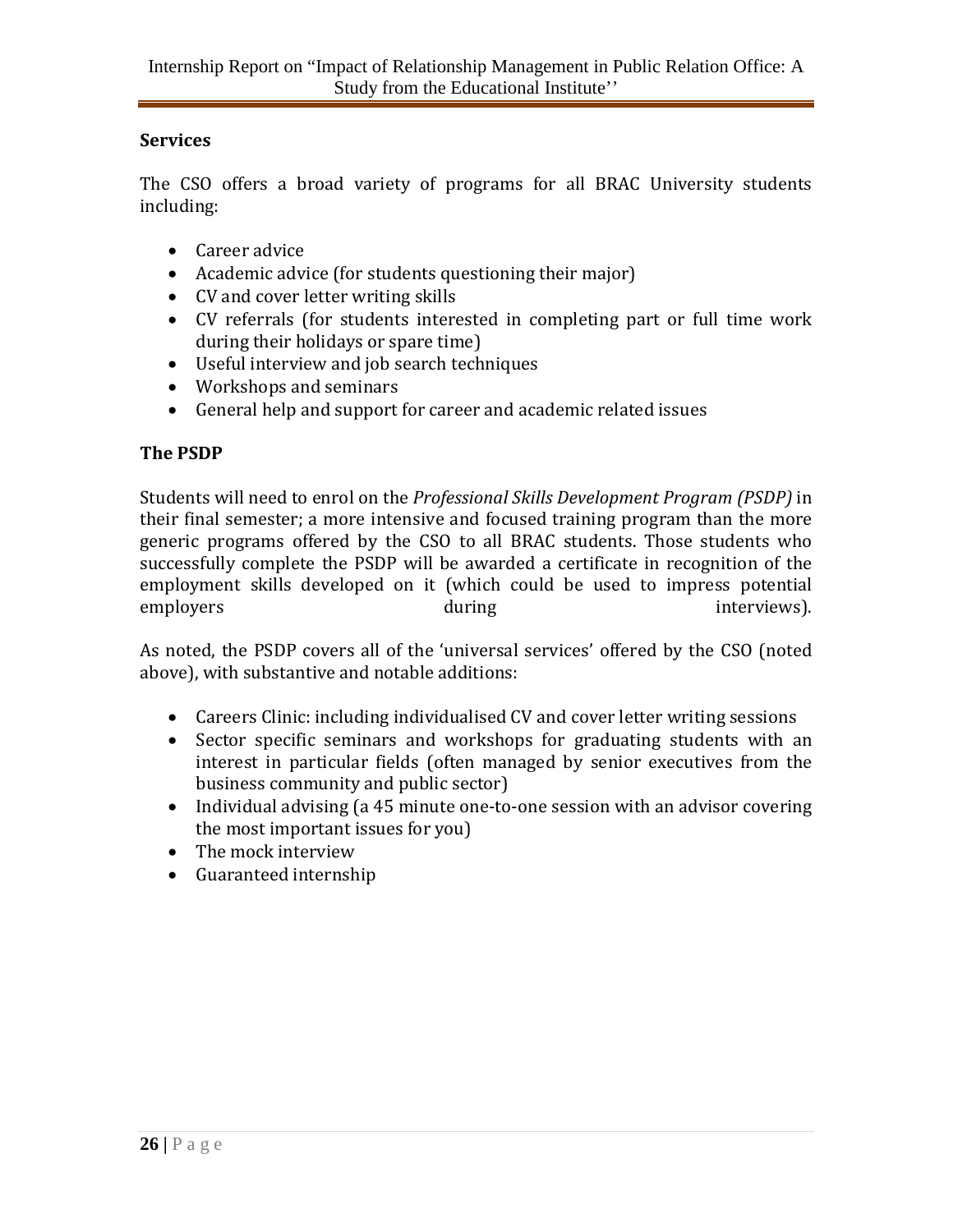**Services**

The CSO offers a broad variety of programs for all BRAC University students including:

- Career advice
- Academic advice (for students questioning their major)
- CV and cover letter writing skills
- CV referrals (for students interested in completing part or full time work during their holidays or spare time)
- Useful interview and job search techniques
- Workshops and seminars
- General help and support for career and academic related issues

**The PSDP**

Students will need to enrol on the *Professional Skills Development Program (PSDP)* in their final semester; a more intensive and focused training program than the more generic programs offered by the CSO to all BRAC students. Those students who successfully complete the PSDP will be awarded a certificate in recognition of the employment skills developed on it (which could be used to impress potential employers during interviews).

As noted, the PSDP covers all of the 'universal services' offered by the CSO (noted above), with substantive and notable additions:

- Careers Clinic: including individualised CV and cover letter writing sessions
- Sector specific seminars and workshops for graduating students with an interest in particular fields (often managed by senior executives from the business community and public sector)
- Individual advising (a 45 minute one-to-one session with an advisor covering the most important issues for you)
- The mock interview
- Guaranteed internship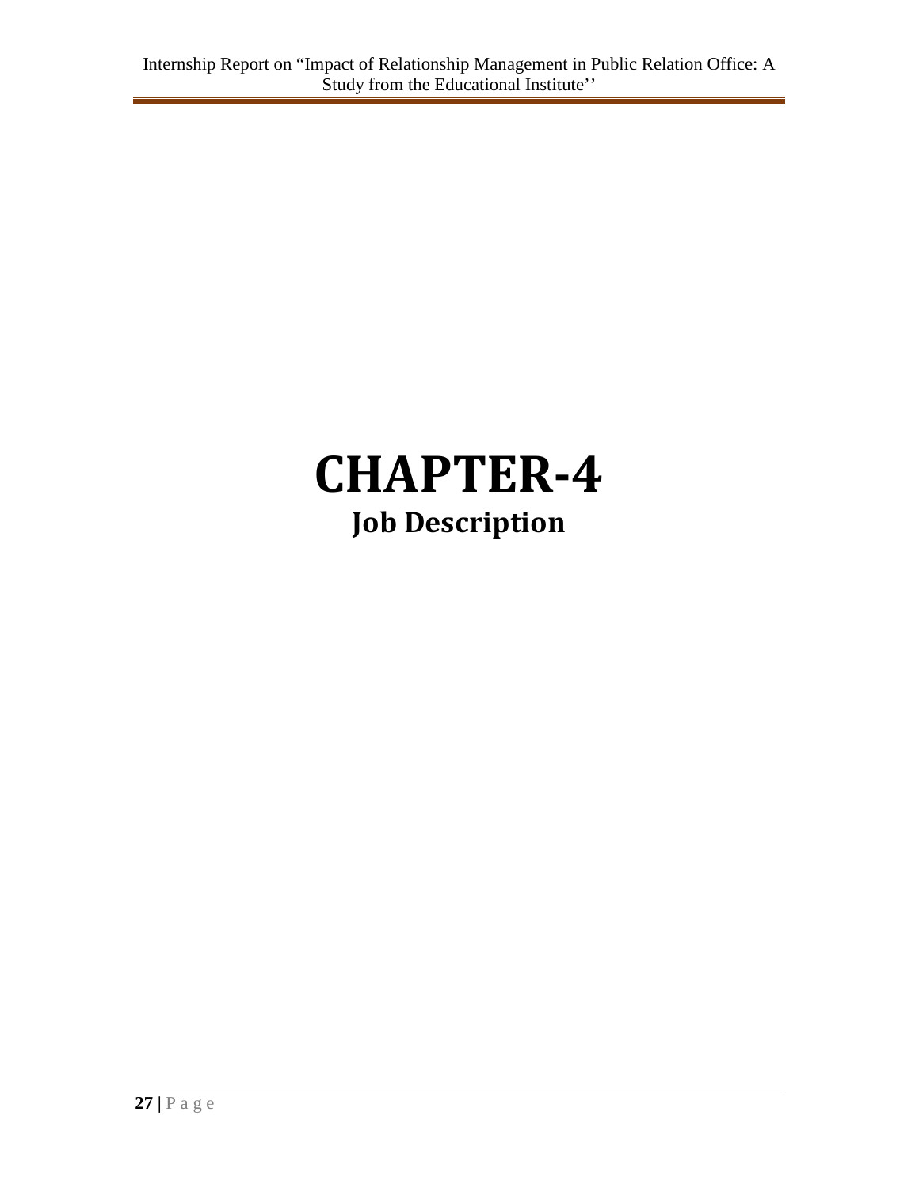# CHAPTER-4

## Job Description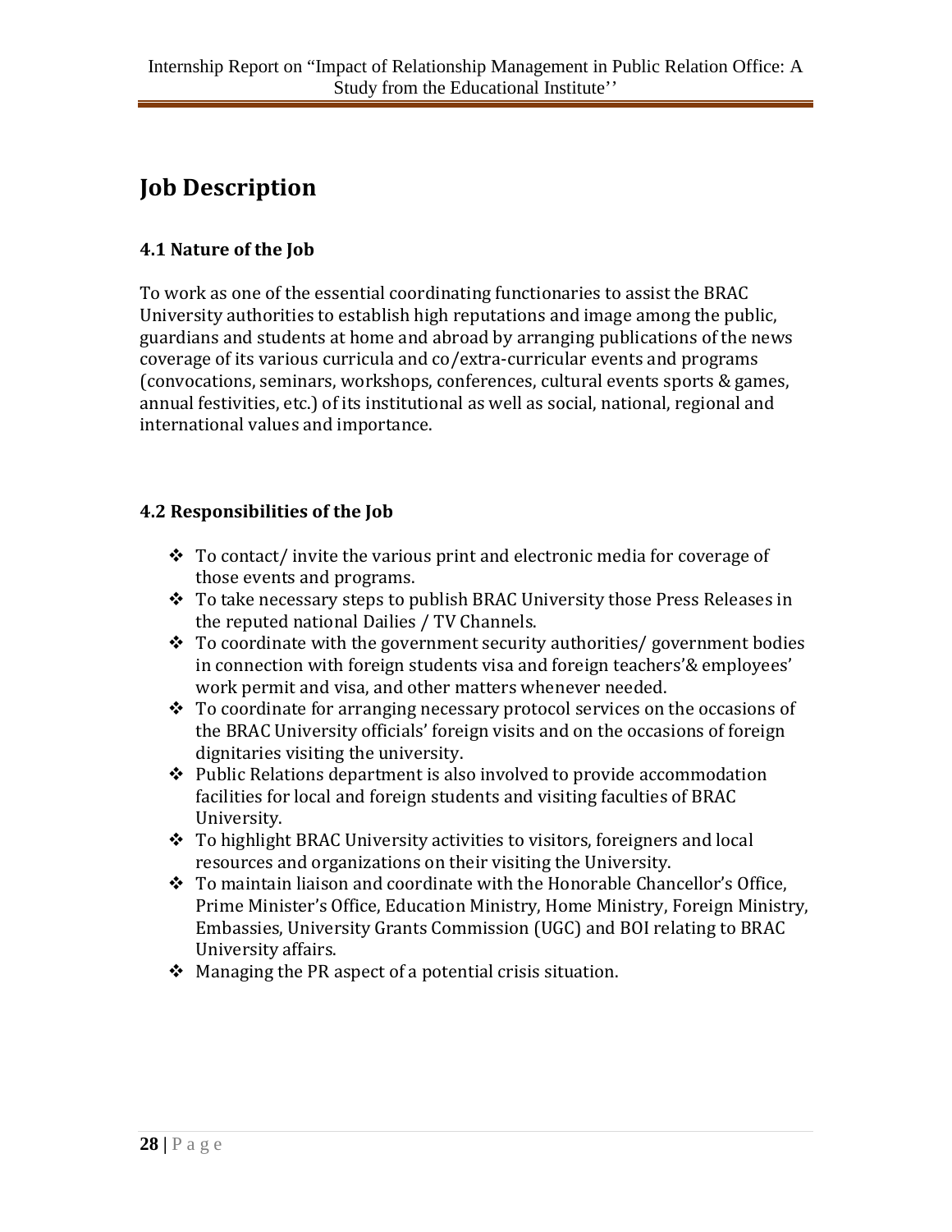# Job Description

## 4.1 Nature of the Job

To work as one of the essential coordinating functionaries to assist the BRAC University authorities to establish high reputations and image among the public, guardians and students at home and abroad by arranging publications of the news coverage of its various curricula and co/extra-curricular events and programs (convocations, seminars, workshops, conferences, cultural events sports & games, annual festivities, etc.) of its institutional as well as social, national, regional and international values and importance.

## 4.2 Responsibilities of the Job

- To contact/ invite the various print and electronic media for coverage of those events and programs.
- To take necessary steps to publish BRAC University those Press Releases in the reputed national Dailies / TV Channels.
- To coordinate with the government security authorities/ government bodies in connection with foreign students visa and foreign teachers'& employees' work permit and visa, and other matters whenever needed.
- To coordinate for arranging necessary protocol services on the occasions of the BRAC University officials' foreign visits and on the occasions of foreign dignitaries visiting the university.
- Public Relations department is also involved to provide accommodation facilities for local and foreign students and visiting faculties of BRAC University.
- To highlight BRAC University activities to visitors, foreigners and local resources and organizations on their visiting the University.
- To maintain liaison and coordinate with the Honorable Chancellor's Office, Prime Minister's Office, Education Ministry, Home Ministry, Foreign Ministry, Embassies, University Grants Commission (UGC) and BOI relating to BRAC University affairs.
- Managing the PR aspect of a potential crisis situation.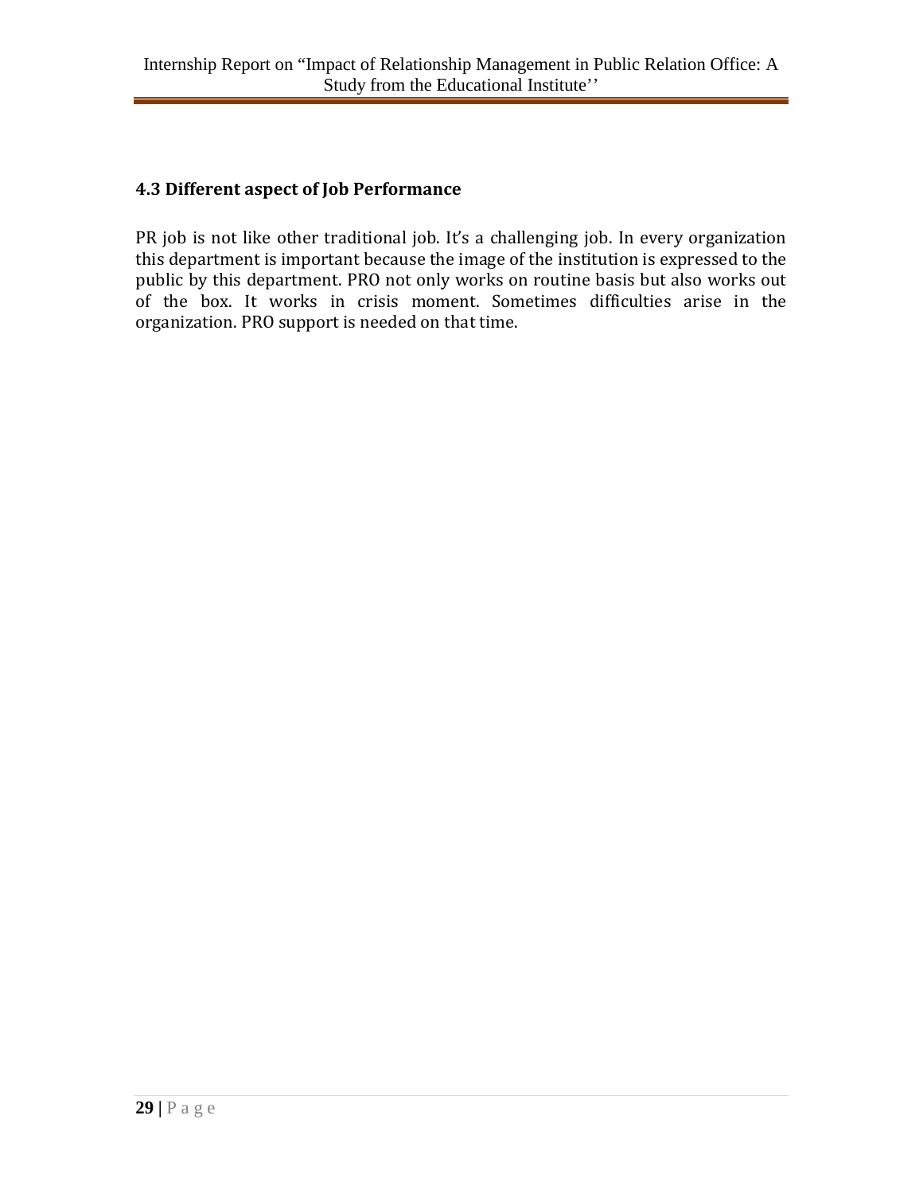### 4.3 Different aspect of Job Performance

PR job is not like other traditional job. It's a challenging job. In every organization this department is important because the image of the institution is expressed to the public by this department. PRO not only works on routine basis but also works out of the box. It works in crisis moment. Sometimes difficulties arise in the organization. PRO support is needed on that time.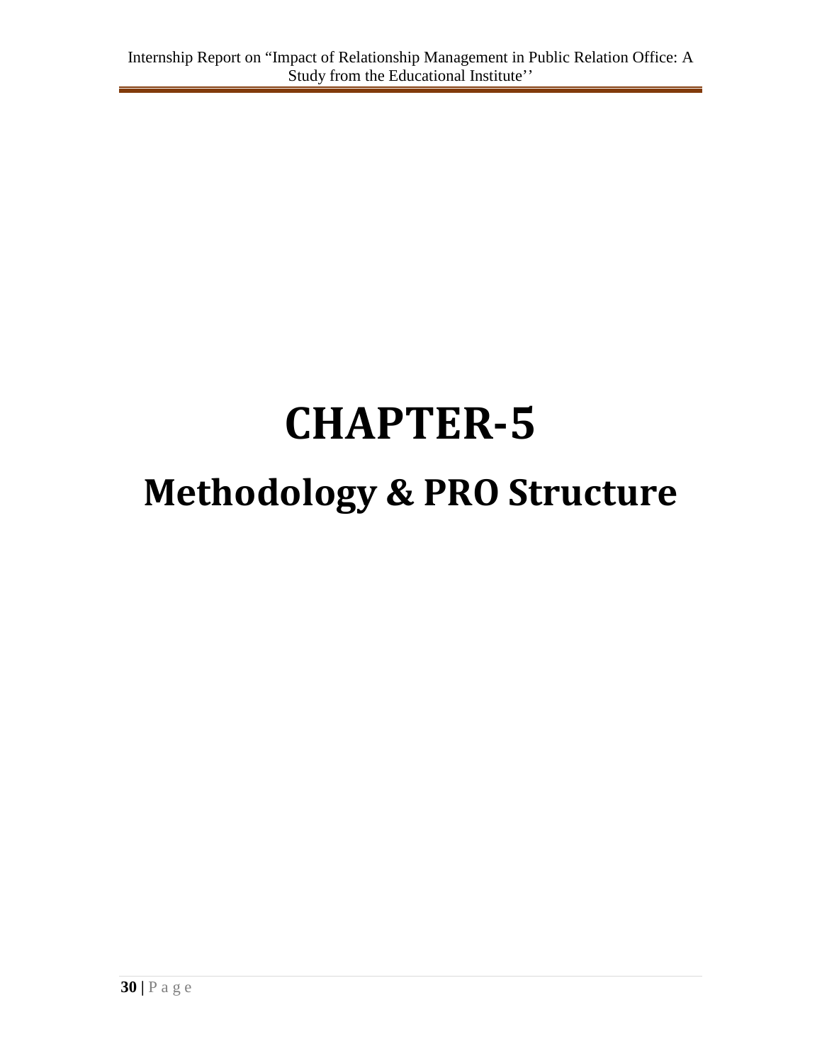# CHAPTER-5

# Methodology & PRO Structure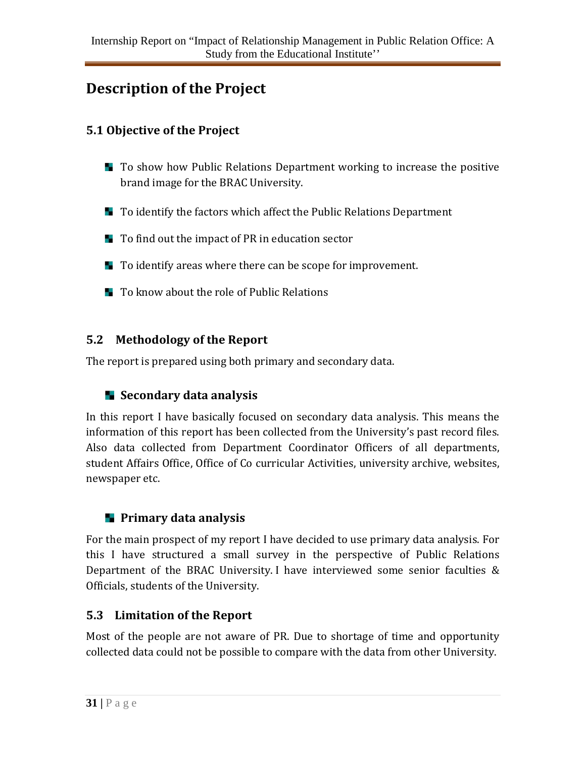# Description of the Project

## 5.1 Objective of the Project

- To show how Public Relations Department working to increase the positive brand image for the BRAC University.
- To identify the factors which affect the Public Relations Department
- To find out the impact of PR in education sector
- To identify areas where there can be scope for improvement.
- To know about the role of Public Relations

## 5.2 Methodology of the Report

The report is prepared using both primary and secondary data.

### Secondary data analysis

In this report I have basically focused on secondary data analysis. This means the information of this report has been collected from the University's past record files. Also data collected from Department Coordinator Officers of all departments, student Affairs Office, Office of Co curricular Activities, university archive, websites, newspaper etc.

### Primary data analysis

For the main prospect of my report I have decided to use primary data analysis. For this I have structured a small survey in the perspective of Public Relations Department of the BRAC University. I have interviewed some senior faculties & Officials, students of the University.

## 5.3 Limitation of the Report

Most of the people are not aware of PR. Due to shortage of time and opportunity collected data could not be possible to compare with the data from other University.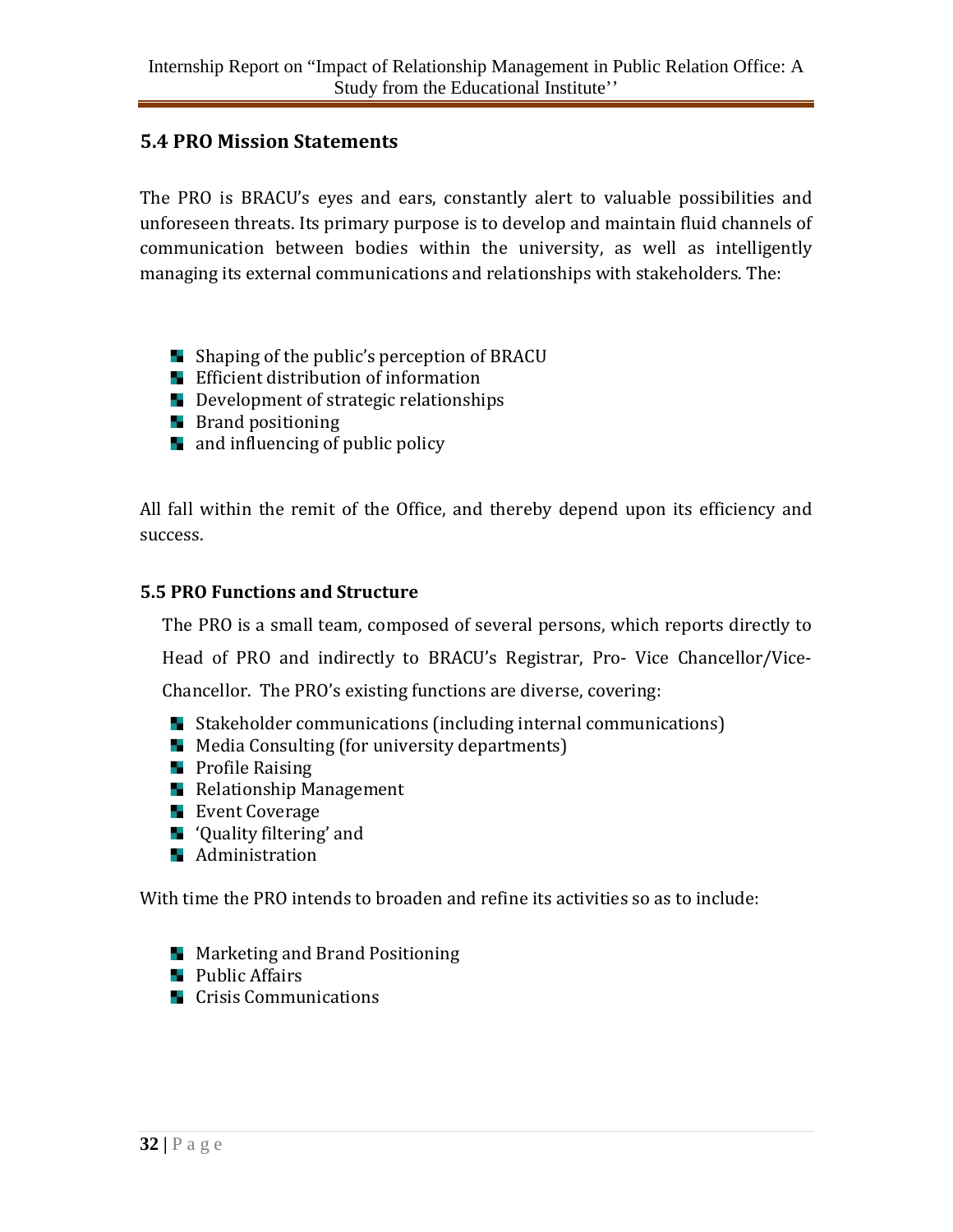## 5.4 PRO Mission Statements

The PRO is BRACU's eyes and ears, constantly alert to valuable possibilities and unforeseen threats. Its primary purpose is to develop and maintain fluid channels of communication between bodies within the university, as well as intelligently managing its external communications and relationships with stakeholders. The:

- Shaping of the public's perception of BRACU
- Efficient distribution of information
- Development of strategic relationships
- Brand positioning
- and influencing of public policy

All fall within the remit of the Office, and thereby depend upon its efficiency and success.

### 5.5 PRO Functions and Structure

The PRO is a small team, composed of several persons, which reports directly to Head of PRO and indirectly to BRACU's Registrar, Pro- Vice Chancellor/Vice-Chancellor. The PRO's existing functions are diverse, covering:

- Stakeholder communications (including internal communications)
- Media Consulting (for university departments)
- Profile Raising
- Relationship Management
- Event Coverage
- 'Quality filtering' and
- Administration

With time the PRO intends to broaden and refine its activities so as to include:

- Marketing and Brand Positioning
- Public Affairs
- Crisis Communications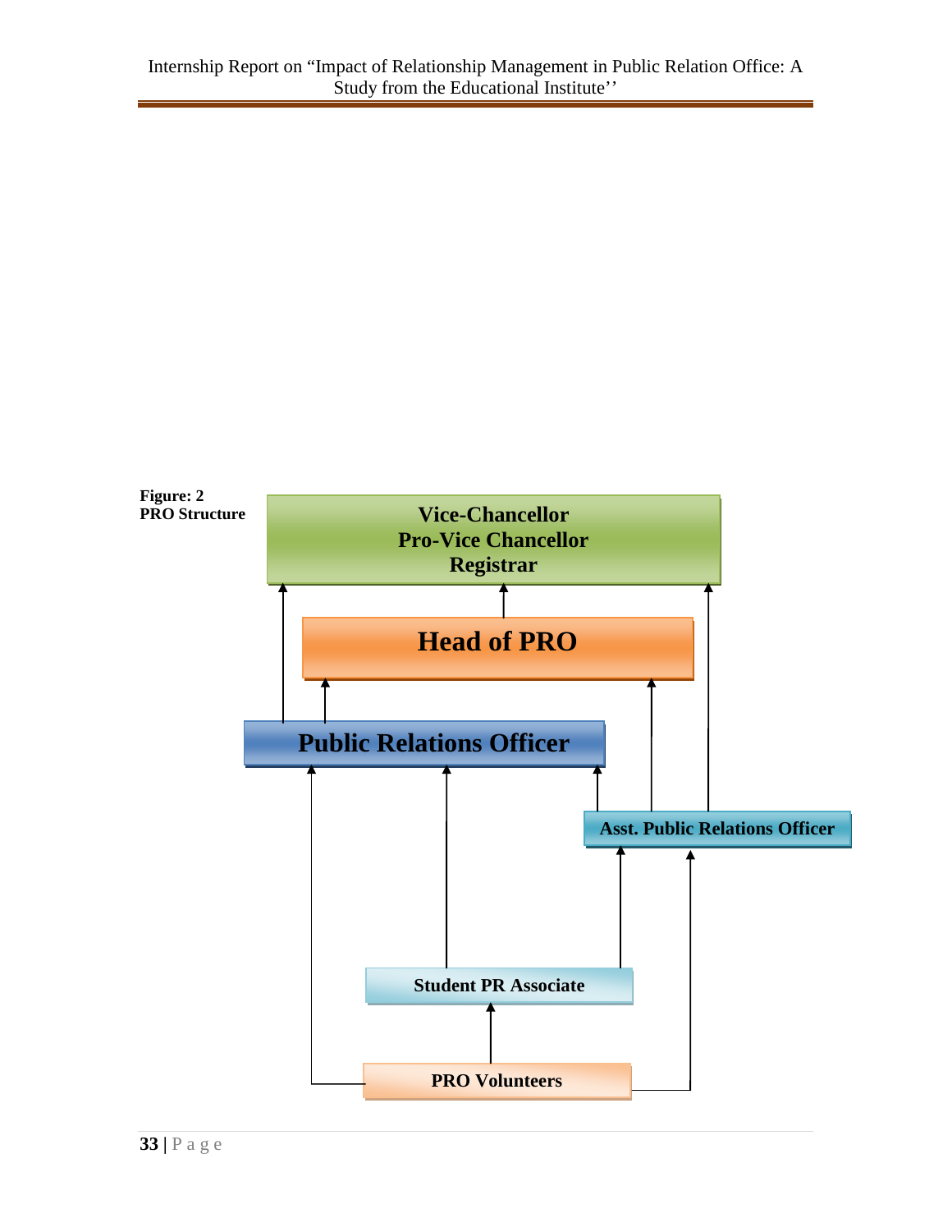**Figure: 2**
**PRO Structure**

**Vice-Chancellor**
**Pro-Vice Chancellor**
**Registrar**

**Head of PRO**

**Public Relations Officer**

**Asst. Public Relations Officer**

**Student PR Associate**

**PRO Volunteers**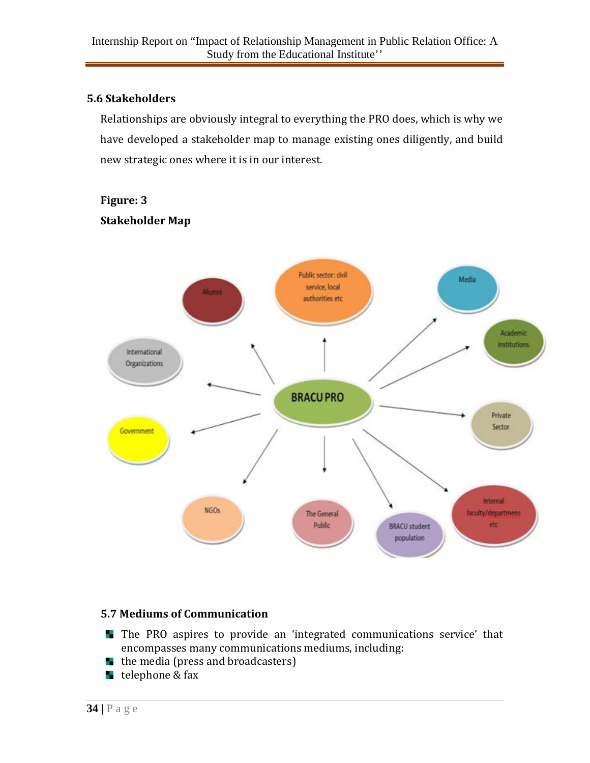### 5.6 Stakeholders

Relationships are obviously integral to everything the PRO does, which is why we have developed a stakeholder map to manage existing ones diligently, and build new strategic ones where it is in our interest.

**Figure: 3**

**Stakeholder Map**

### 5.7 Mediums of Communication

- The PRO aspires to provide an 'integrated communications service' that encompasses many communications mediums, including:
- the media (press and broadcasters)
- telephone & fax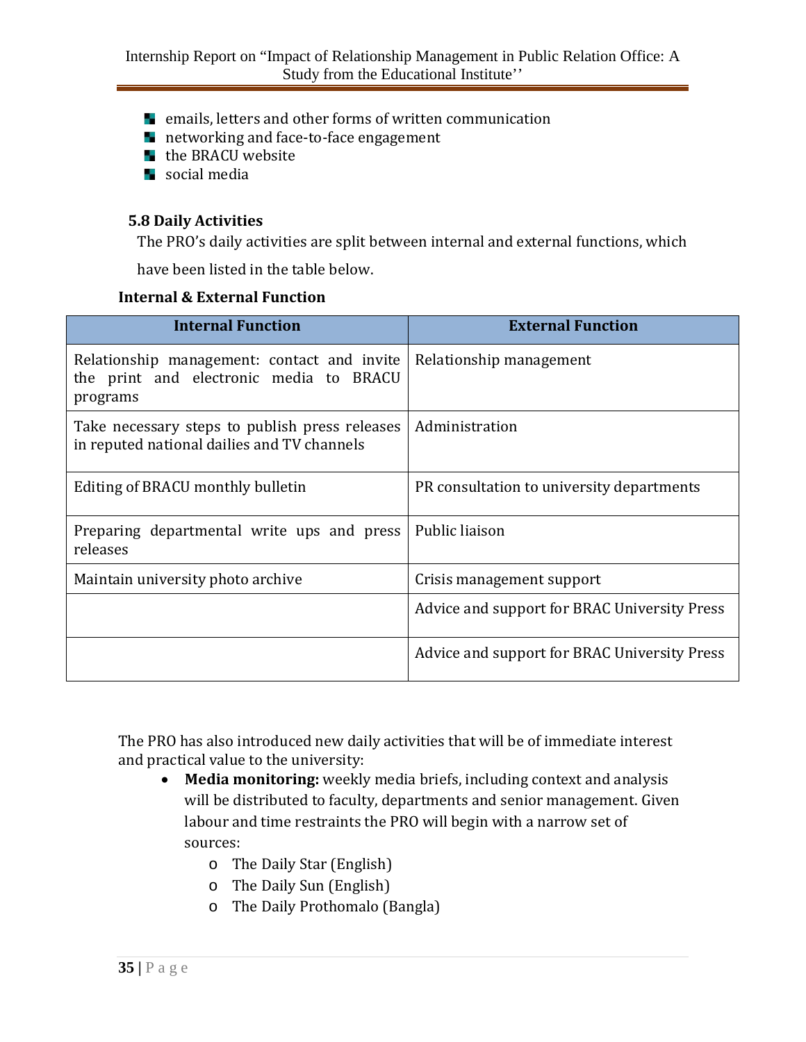- emails, letters and other forms of written communication
- networking and face-to-face engagement
- the BRACU website
- social media

### 5.8 Daily Activities

The PRO's daily activities are split between internal and external functions, which have been listed in the table below.

**Internal & External Function**

| Internal Function | External Function |
|---|---|
| Relationship management: contact and invite the print and electronic media to BRACU programs | Relationship management |
| Take necessary steps to publish press releases in reputed national dailies and TV channels | Administration |
| Editing of BRACU monthly bulletin | PR consultation to university departments |
| Preparing departmental write ups and press releases | Public liaison |
| Maintain university photo archive | Crisis management support |
| | Advice and support for BRAC University Press |
| | Advice and support for BRAC University Press |

The PRO has also introduced new daily activities that will be of immediate interest and practical value to the university:

- **Media monitoring:** weekly media briefs, including context and analysis will be distributed to faculty, departments and senior management. Given labour and time restraints the PRO will begin with a narrow set of sources:
    - The Daily Star (English)
    - The Daily Sun (English)
    - The Daily Prothomalo (Bangla)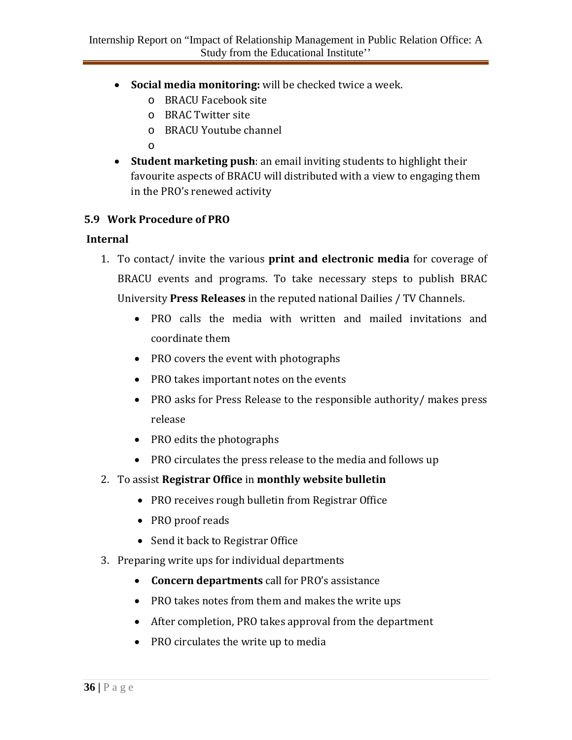- **Social media monitoring:** will be checked twice a week.
    - BRACU Facebook site
    - BRAC Twitter site
    - BRACU Youtube channel
    - 
- **Student marketing push**: an email inviting students to highlight their favourite aspects of BRACU will distributed with a view to engaging them in the PRO's renewed activity

### 5.9 Work Procedure of PRO

**Internal**

1. To contact/ invite the various **print and electronic media** for coverage of BRACU events and programs. To take necessary steps to publish BRAC University **Press Releases** in the reputed national Dailies / TV Channels.
    - PRO calls the media with written and mailed invitations and coordinate them
    - PRO covers the event with photographs
    - PRO takes important notes on the events
    - PRO asks for Press Release to the responsible authority/ makes press release
    - PRO edits the photographs
    - PRO circulates the press release to the media and follows up
2. To assist **Registrar Office** in **monthly website bulletin**
    - PRO receives rough bulletin from Registrar Office
    - PRO proof reads
    - Send it back to Registrar Office
3. Preparing write ups for individual departments
    - **Concern departments** call for PRO's assistance
    - PRO takes notes from them and makes the write ups
    - After completion, PRO takes approval from the department
    - PRO circulates the write up to media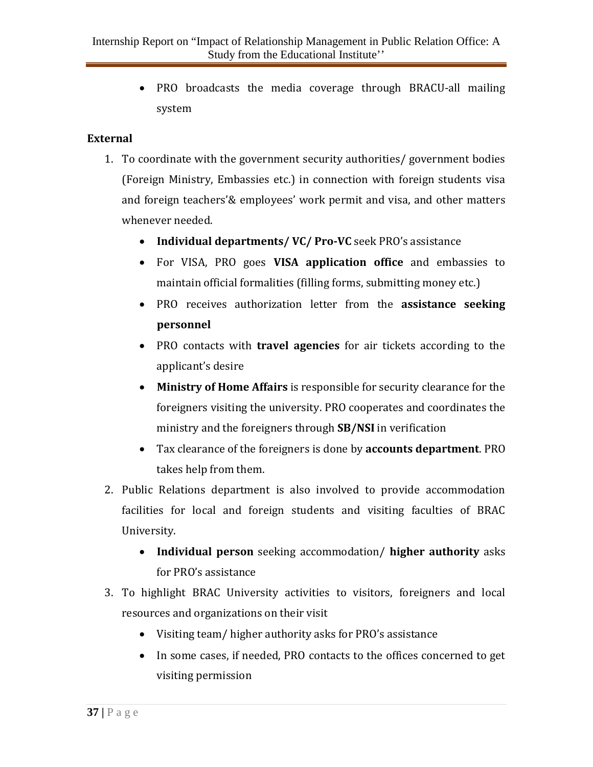- PRO broadcasts the media coverage through BRACU-all mailing system

**External**

1. To coordinate with the government security authorities/ government bodies (Foreign Ministry, Embassies etc.) in connection with foreign students visa and foreign teachers'& employees' work permit and visa, and other matters whenever needed.
    - **Individual departments/ VC/ Pro-VC** seek PRO's assistance
    - For VISA, PRO goes **VISA application office** and embassies to maintain official formalities (filling forms, submitting money etc.)
    - PRO receives authorization letter from the **assistance seeking personnel**
    - PRO contacts with **travel agencies** for air tickets according to the applicant's desire
    - **Ministry of Home Affairs** is responsible for security clearance for the foreigners visiting the university. PRO cooperates and coordinates the ministry and the foreigners through **SB/NSI** in verification
    - Tax clearance of the foreigners is done by **accounts department**. PRO takes help from them.
2. Public Relations department is also involved to provide accommodation facilities for local and foreign students and visiting faculties of BRAC University.
    - **Individual person** seeking accommodation/ **higher authority** asks for PRO's assistance
3. To highlight BRAC University activities to visitors, foreigners and local resources and organizations on their visit
    - Visiting team/ higher authority asks for PRO's assistance
    - In some cases, if needed, PRO contacts to the offices concerned to get visiting permission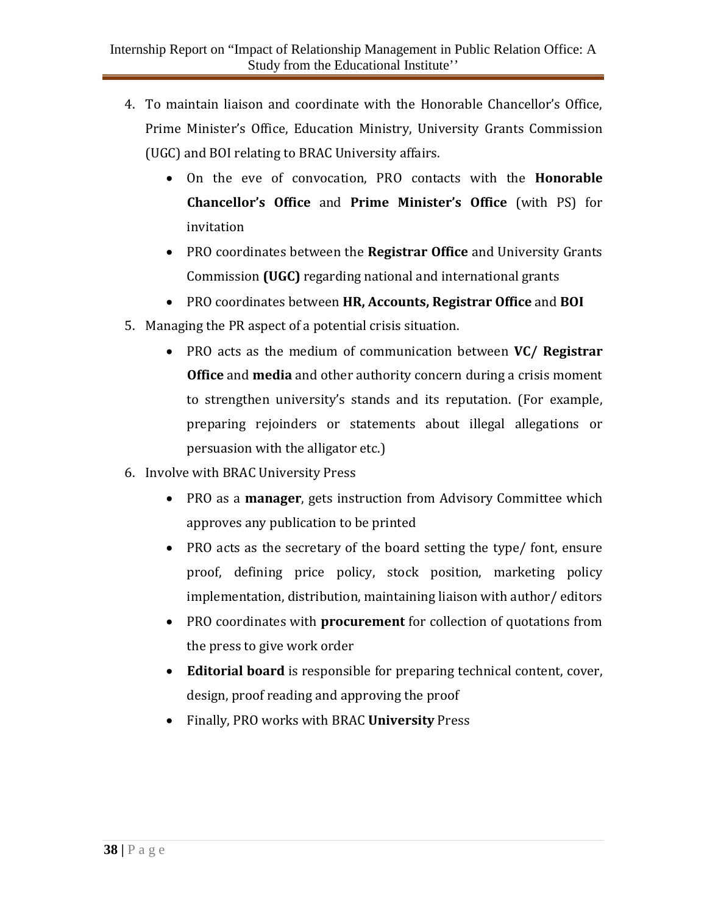4. To maintain liaison and coordinate with the Honorable Chancellor's Office, Prime Minister's Office, Education Ministry, University Grants Commission (UGC) and BOI relating to BRAC University affairs.
    - On the eve of convocation, PRO contacts with the **Honorable Chancellor's Office** and **Prime Minister's Office** (with PS) for invitation
    - PRO coordinates between the **Registrar Office** and University Grants Commission **(UGC)** regarding national and international grants
    - PRO coordinates between **HR, Accounts, Registrar Office** and **BOI**
5. Managing the PR aspect of a potential crisis situation.
    - PRO acts as the medium of communication between **VC/ Registrar Office** and **media** and other authority concern during a crisis moment to strengthen university's stands and its reputation. (For example, preparing rejoinders or statements about illegal allegations or persuasion with the alligator etc.)
6. Involve with BRAC University Press
    - PRO as a **manager**, gets instruction from Advisory Committee which approves any publication to be printed
    - PRO acts as the secretary of the board setting the type/ font, ensure proof, defining price policy, stock position, marketing policy implementation, distribution, maintaining liaison with author/ editors
    - PRO coordinates with **procurement** for collection of quotations from the press to give work order
    - **Editorial board** is responsible for preparing technical content, cover, design, proof reading and approving the proof
    - Finally, PRO works with BRAC **University** Press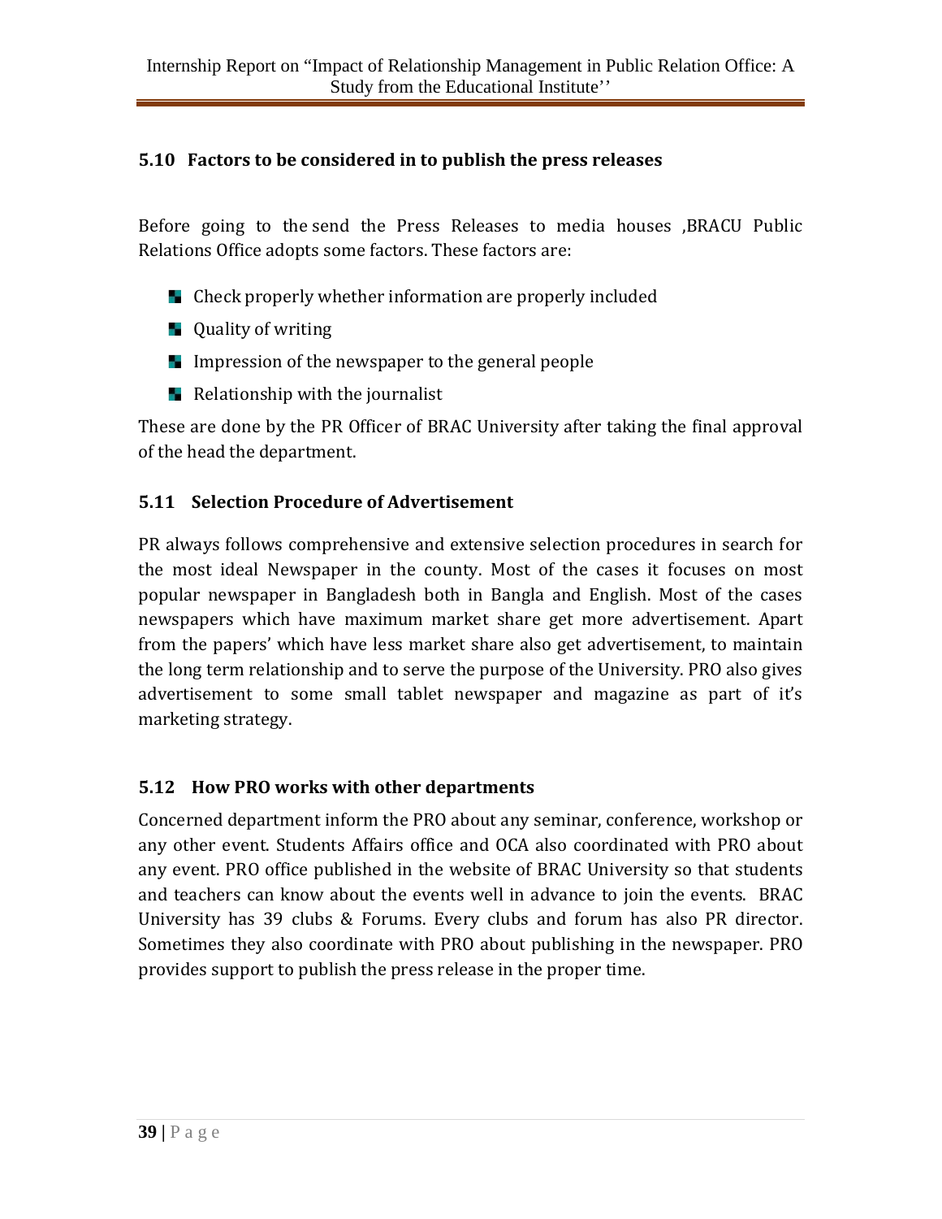### 5.10 Factors to be considered in to publish the press releases

Before going to the send the Press Releases to media houses ,BRACU Public Relations Office adopts some factors. These factors are:

- Check properly whether information are properly included
- Quality of writing
- Impression of the newspaper to the general people
- Relationship with the journalist

These are done by the PR Officer of BRAC University after taking the final approval of the head the department.

### 5.11 Selection Procedure of Advertisement

PR always follows comprehensive and extensive selection procedures in search for the most ideal Newspaper in the county. Most of the cases it focuses on most popular newspaper in Bangladesh both in Bangla and English. Most of the cases newspapers which have maximum market share get more advertisement. Apart from the papers' which have less market share also get advertisement, to maintain the long term relationship and to serve the purpose of the University. PRO also gives advertisement to some small tablet newspaper and magazine as part of it's marketing strategy.

### 5.12 How PRO works with other departments

Concerned department inform the PRO about any seminar, conference, workshop or any other event. Students Affairs office and OCA also coordinated with PRO about any event. PRO office published in the website of BRAC University so that students and teachers can know about the events well in advance to join the events. BRAC University has 39 clubs & Forums. Every clubs and forum has also PR director. Sometimes they also coordinate with PRO about publishing in the newspaper. PRO provides support to publish the press release in the proper time.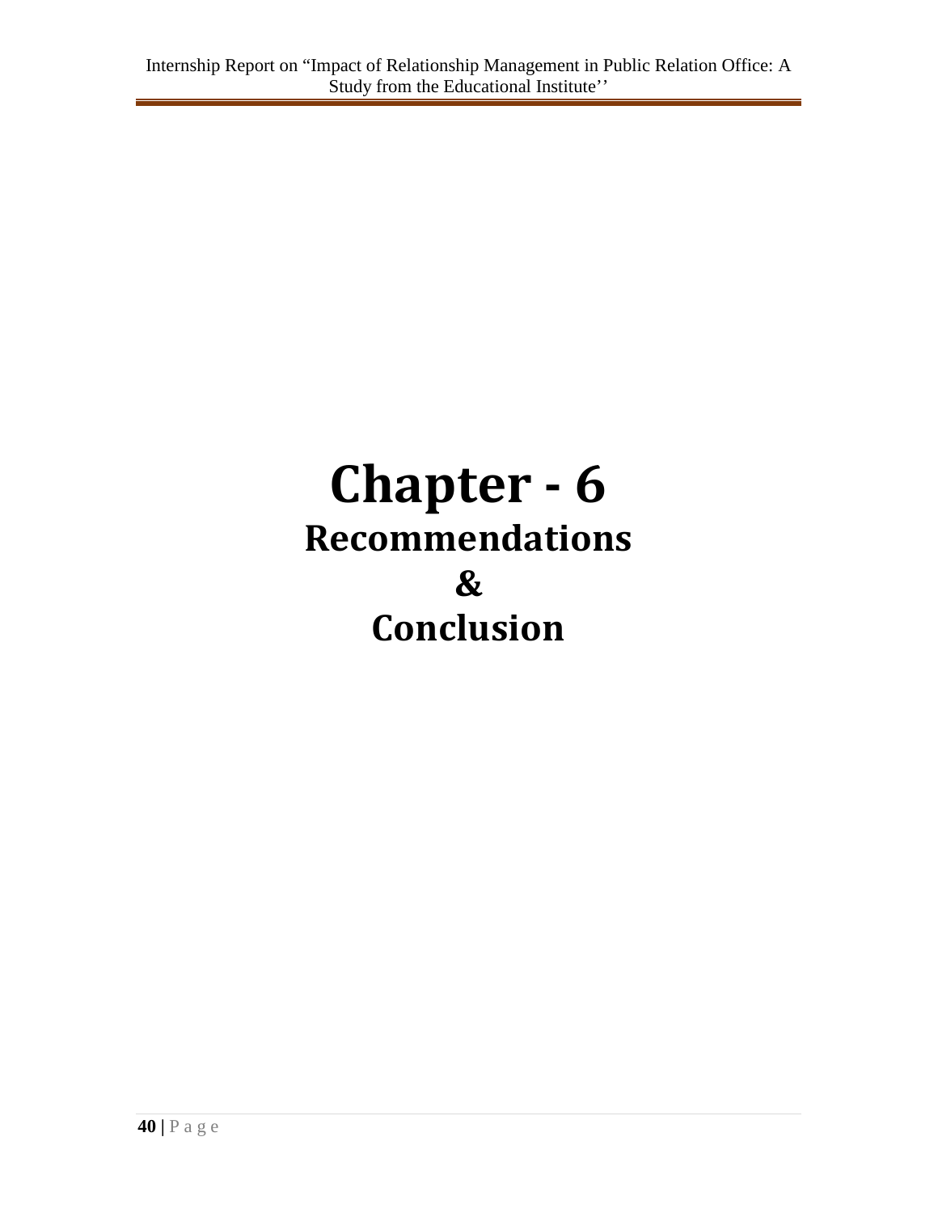# Chapter - 6

## Recommendations

## &

## Conclusion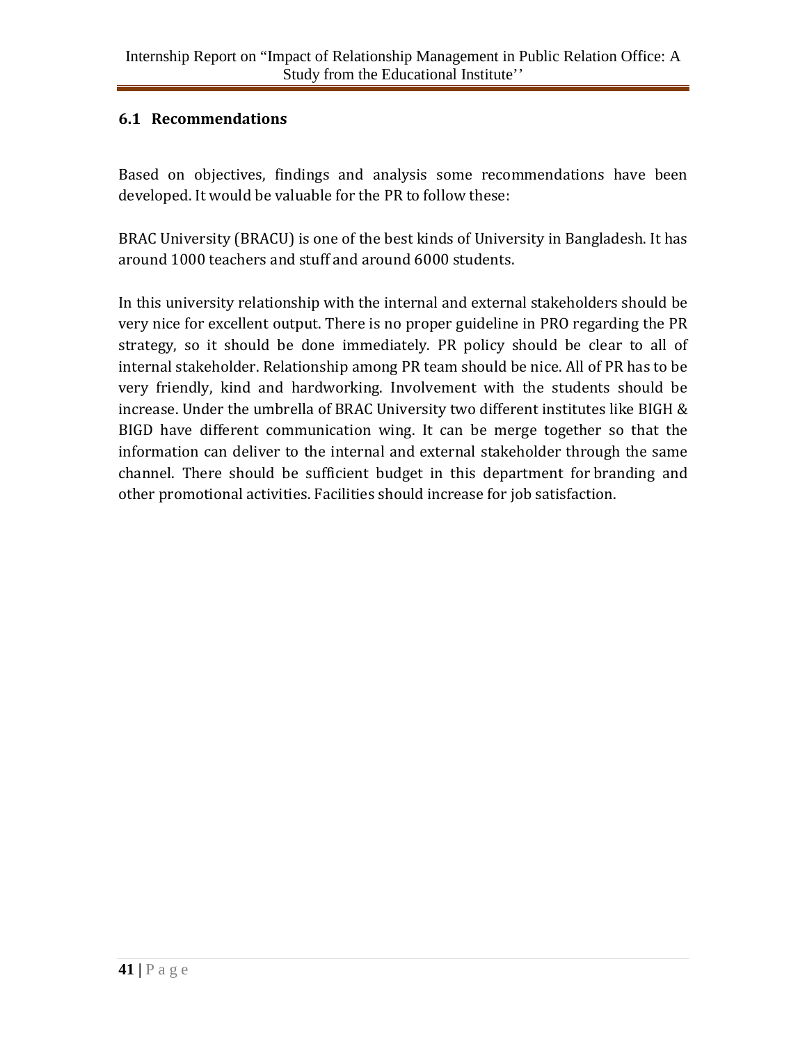## 6.1 Recommendations

Based on objectives, findings and analysis some recommendations have been developed. It would be valuable for the PR to follow these:

BRAC University (BRACU) is one of the best kinds of University in Bangladesh. It has around 1000 teachers and stuff and around 6000 students.

In this university relationship with the internal and external stakeholders should be very nice for excellent output. There is no proper guideline in PRO regarding the PR strategy, so it should be done immediately. PR policy should be clear to all of internal stakeholder. Relationship among PR team should be nice. All of PR has to be very friendly, kind and hardworking. Involvement with the students should be increase. Under the umbrella of BRAC University two different institutes like BIGH & BIGD have different communication wing. It can be merge together so that the information can deliver to the internal and external stakeholder through the same channel. There should be sufficient budget in this department for branding and other promotional activities. Facilities should increase for job satisfaction.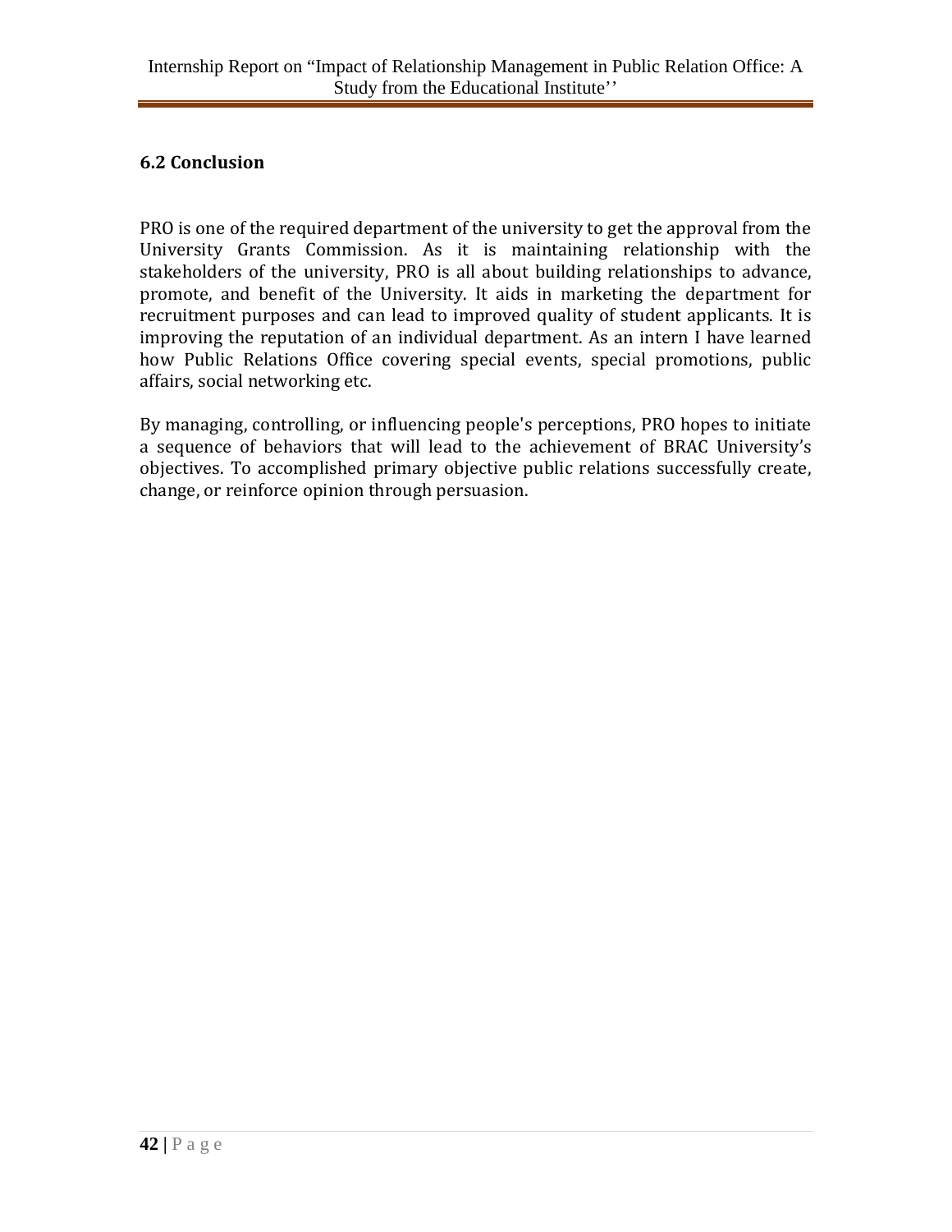## 6.2 Conclusion

PRO is one of the required department of the university to get the approval from the University Grants Commission. As it is maintaining relationship with the stakeholders of the university, PRO is all about building relationships to advance, promote, and benefit of the University. It aids in marketing the department for recruitment purposes and can lead to improved quality of student applicants. It is improving the reputation of an individual department. As an intern I have learned how Public Relations Office covering special events, special promotions, public affairs, social networking etc.

By managing, controlling, or influencing people's perceptions, PRO hopes to initiate a sequence of behaviors that will lead to the achievement of BRAC University's objectives. To accomplished primary objective public relations successfully create, change, or reinforce opinion through persuasion.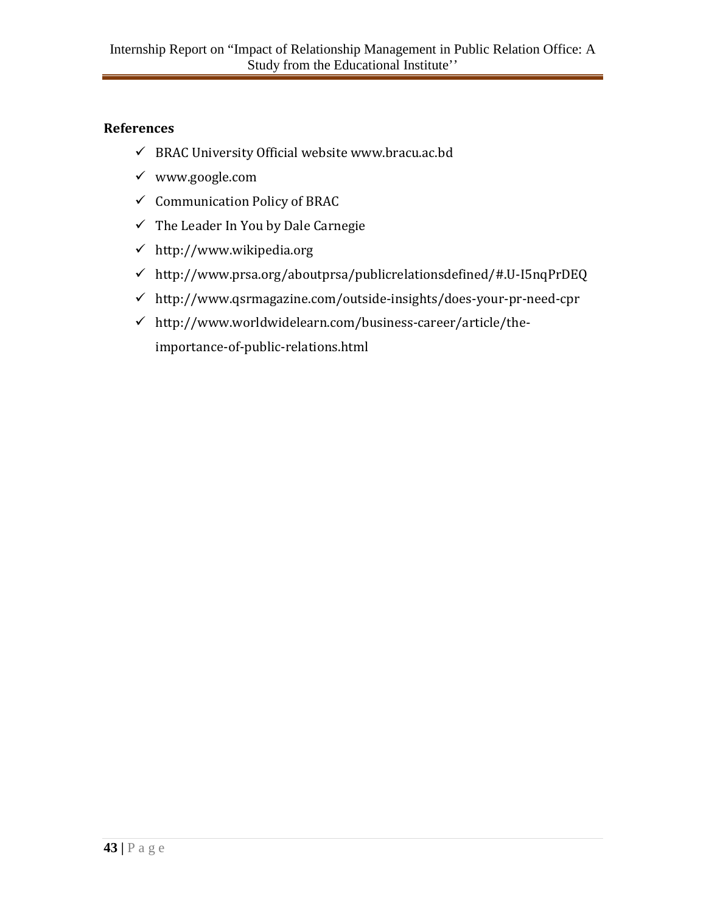## References

- BRAC University Official website www.bracu.ac.bd
- www.google.com
- Communication Policy of BRAC
- The Leader In You by Dale Carnegie
- http://www.wikipedia.org
- http://www.prsa.org/aboutprsa/publicrelationsdefined/#.U-I5nqPrDEQ
- http://www.qsrmagazine.com/outside-insights/does-your-pr-need-cpr
- http://www.worldwidelearn.com/business-career/article/the-importance-of-public-relations.html